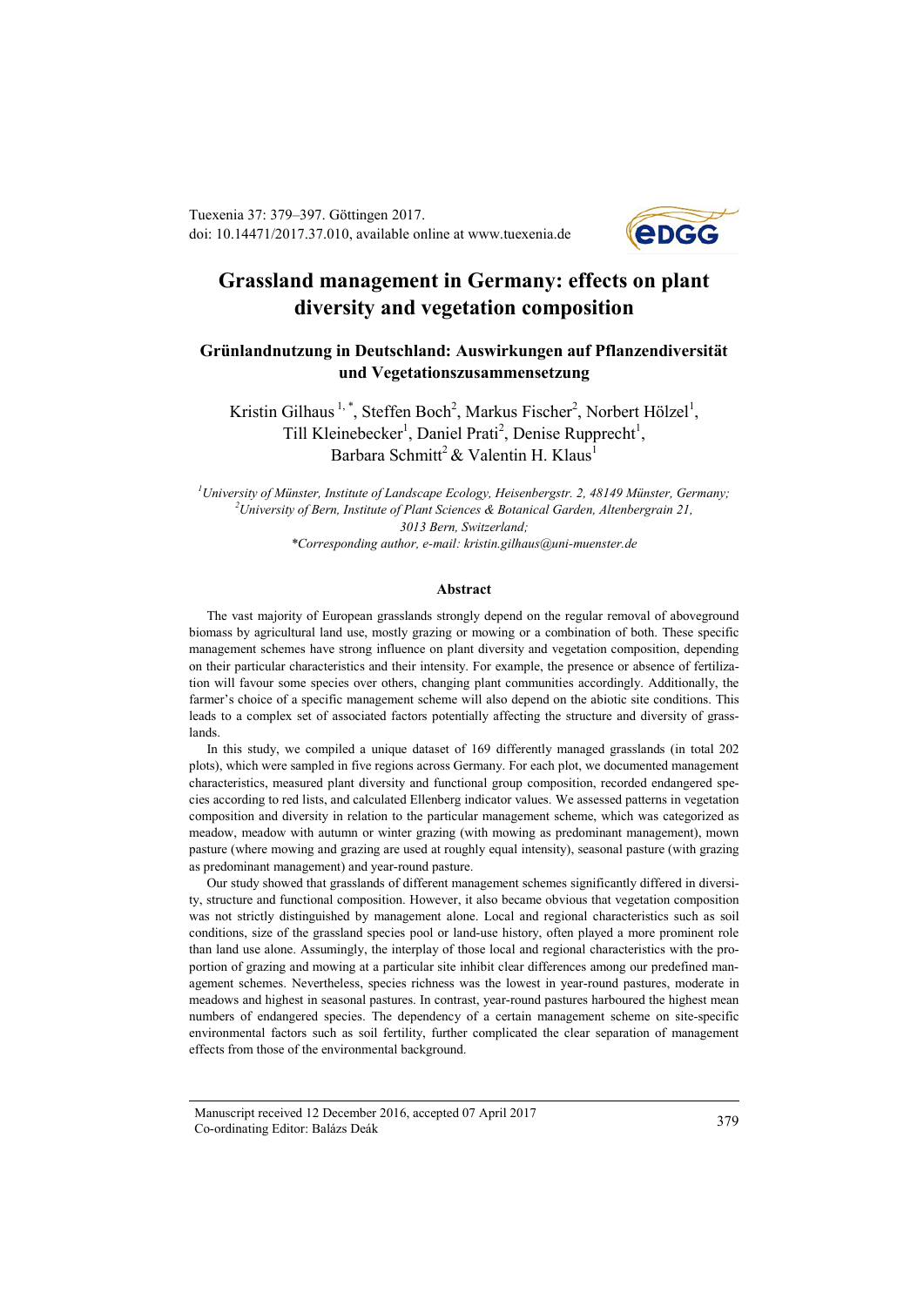Tuexenia 37: 379–397. Göttingen 2017.
doi: 10.14471/2017.37.010, available online at www.tuexenia.de

# Grassland management in Germany: effects on plant diversity and vegetation composition

## Grünlandnutzung in Deutschland: Auswirkungen auf Pflanzendiversität und Vegetationszusammensetzung

Kristin Gilhaus [1,*], Steffen Boch[2], Markus Fischer[2], Norbert Hölzel[1], Till Kleinebecker[1], Daniel Prati[2], Denise Rupprecht[1], Barbara Schmitt[2] & Valentin H. Klaus[1]

*[1]University of Münster, Institute of Landscape Ecology, Heisenbergstr. 2, 48149 Münster, Germany;*
*[2]University of Bern, Institute of Plant Sciences & Botanical Garden, Altenbergrain 21, 3013 Bern, Switzerland;*
*\*Corresponding author, e-mail: kristin.gilhaus@uni-muenster.de*

### Abstract

The vast majority of European grasslands strongly depend on the regular removal of aboveground biomass by agricultural land use, mostly grazing or mowing or a combination of both. These specific management schemes have strong influence on plant diversity and vegetation composition, depending on their particular characteristics and their intensity. For example, the presence or absence of fertilization will favour some species over others, changing plant communities accordingly. Additionally, the farmer's choice of a specific management scheme will also depend on the abiotic site conditions. This leads to a complex set of associated factors potentially affecting the structure and diversity of grasslands.

In this study, we compiled a unique dataset of 169 differently managed grasslands (in total 202 plots), which were sampled in five regions across Germany. For each plot, we documented management characteristics, measured plant diversity and functional group composition, recorded endangered species according to red lists, and calculated Ellenberg indicator values. We assessed patterns in vegetation composition and diversity in relation to the particular management scheme, which was categorized as meadow, meadow with autumn or winter grazing (with mowing as predominant management), mown pasture (where mowing and grazing are used at roughly equal intensity), seasonal pasture (with grazing as predominant management) and year-round pasture.

Our study showed that grasslands of different management schemes significantly differed in diversity, structure and functional composition. However, it also became obvious that vegetation composition was not strictly distinguished by management alone. Local and regional characteristics such as soil conditions, size of the grassland species pool or land-use history, often played a more prominent role than land use alone. Assumingly, the interplay of those local and regional characteristics with the proportion of grazing and mowing at a particular site inhibit clear differences among our predefined management schemes. Nevertheless, species richness was the lowest in year-round pastures, moderate in meadows and highest in seasonal pastures. In contrast, year-round pastures harboured the highest mean numbers of endangered species. The dependency of a certain management scheme on site-specific environmental factors such as soil fertility, further complicated the clear separation of management effects from those of the environmental background.

Manuscript received 12 December 2016, accepted 07 April 2017
Co-ordinating Editor: Balázs Deák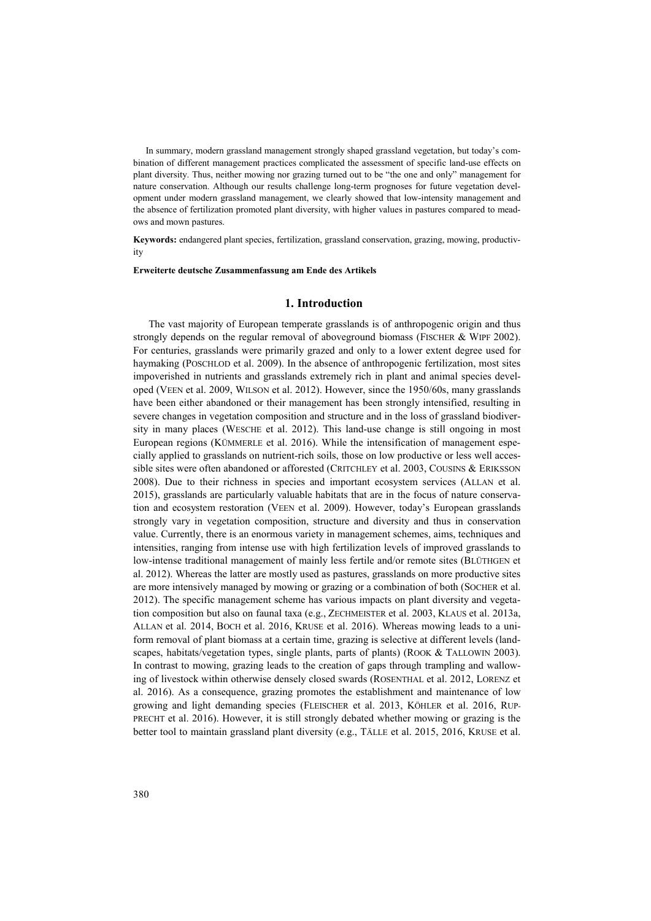In summary, modern grassland management strongly shaped grassland vegetation, but today's combination of different management practices complicated the assessment of specific land-use effects on plant diversity. Thus, neither mowing nor grazing turned out to be "the one and only" management for nature conservation. Although our results challenge long-term prognoses for future vegetation development under modern grassland management, we clearly showed that low-intensity management and the absence of fertilization promoted plant diversity, with higher values in pastures compared to meadows and mown pastures.

**Keywords:** endangered plant species, fertilization, grassland conservation, grazing, mowing, productivity

**Erweiterte deutsche Zusammenfassung am Ende des Artikels**

## 1. Introduction

The vast majority of European temperate grasslands is of anthropogenic origin and thus strongly depends on the regular removal of aboveground biomass (FISCHER & WIPF 2002). For centuries, grasslands were primarily grazed and only to a lower extent degree used for haymaking (POSCHLOD et al. 2009). In the absence of anthropogenic fertilization, most sites impoverished in nutrients and grasslands extremely rich in plant and animal species developed (VEEN et al. 2009, WILSON et al. 2012). However, since the 1950/60s, many grasslands have been either abandoned or their management has been strongly intensified, resulting in severe changes in vegetation composition and structure and in the loss of grassland biodiversity in many places (WESCHE et al. 2012). This land-use change is still ongoing in most European regions (KÜMMERLE et al. 2016). While the intensification of management especially applied to grasslands on nutrient-rich soils, those on low productive or less well accessible sites were often abandoned or afforested (CRITCHLEY et al. 2003, COUSINS & ERIKSSON 2008). Due to their richness in species and important ecosystem services (ALLAN et al. 2015), grasslands are particularly valuable habitats that are in the focus of nature conservation and ecosystem restoration (VEEN et al. 2009). However, today's European grasslands strongly vary in vegetation composition, structure and diversity and thus in conservation value. Currently, there is an enormous variety in management schemes, aims, techniques and intensities, ranging from intense use with high fertilization levels of improved grasslands to low-intense traditional management of mainly less fertile and/or remote sites (BLÜTHGEN et al. 2012). Whereas the latter are mostly used as pastures, grasslands on more productive sites are more intensively managed by mowing or grazing or a combination of both (SOCHER et al. 2012). The specific management scheme has various impacts on plant diversity and vegetation composition but also on faunal taxa (e.g., ZECHMEISTER et al. 2003, KLAUS et al. 2013a, ALLAN et al. 2014, BOCH et al. 2016, KRUSE et al. 2016). Whereas mowing leads to a uniform removal of plant biomass at a certain time, grazing is selective at different levels (landscapes, habitats/vegetation types, single plants, parts of plants) (ROOK & TALLOWIN 2003). In contrast to mowing, grazing leads to the creation of gaps through trampling and wallowing of livestock within otherwise densely closed swards (ROSENTHAL et al. 2012, LORENZ et al. 2016). As a consequence, grazing promotes the establishment and maintenance of low growing and light demanding species (FLEISCHER et al. 2013, KÖHLER et al. 2016, RUPPRECHT et al. 2016). However, it is still strongly debated whether mowing or grazing is the better tool to maintain grassland plant diversity (e.g., TÄLLE et al. 2015, 2016, KRUSE et al.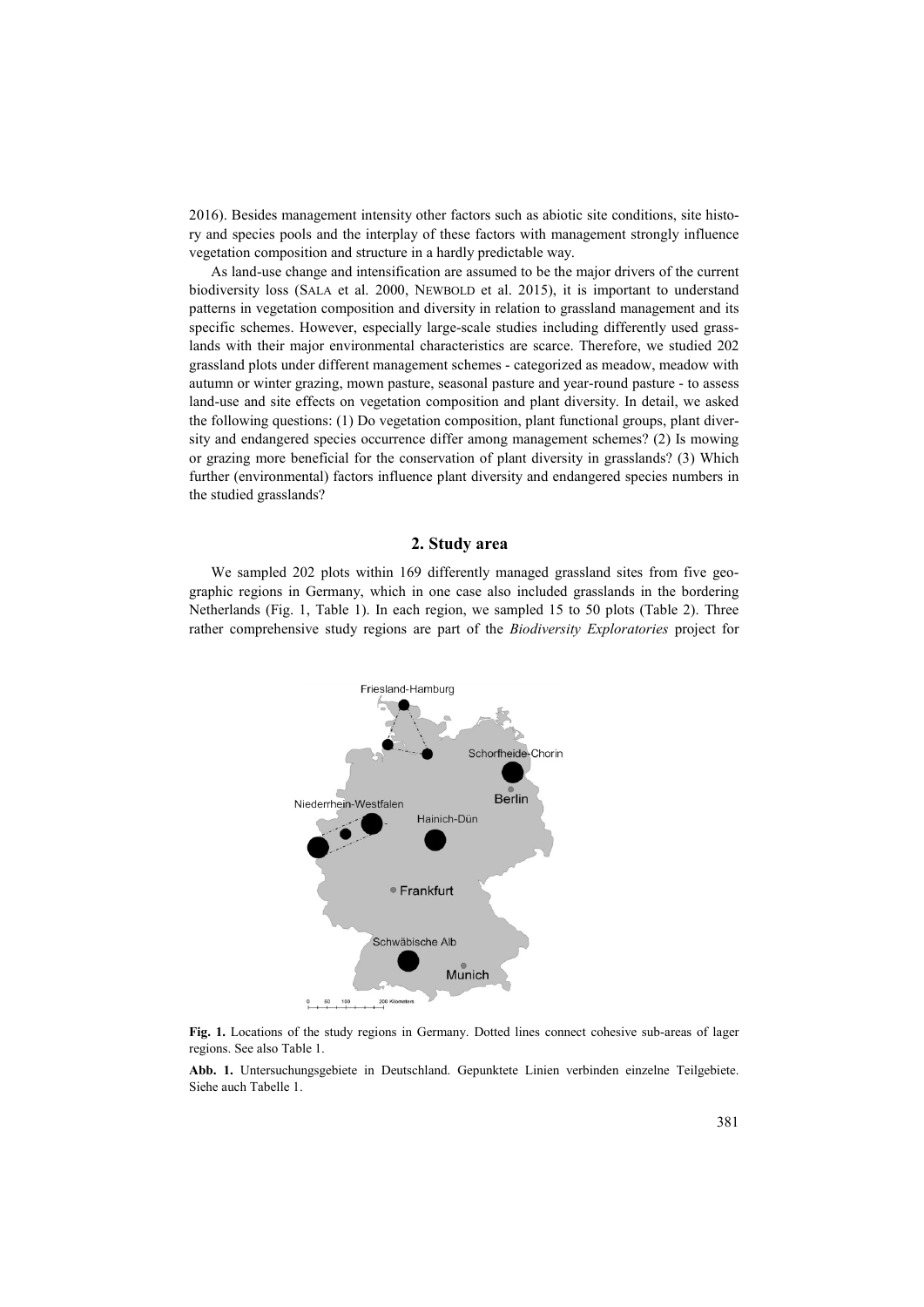2016). Besides management intensity other factors such as abiotic site conditions, site history and species pools and the interplay of these factors with management strongly influence vegetation composition and structure in a hardly predictable way.

As land-use change and intensification are assumed to be the major drivers of the current biodiversity loss (SALA et al. 2000, NEWBOLD et al. 2015), it is important to understand patterns in vegetation composition and diversity in relation to grassland management and its specific schemes. However, especially large-scale studies including differently used grasslands with their major environmental characteristics are scarce. Therefore, we studied 202 grassland plots under different management schemes - categorized as meadow, meadow with autumn or winter grazing, mown pasture, seasonal pasture and year-round pasture - to assess land-use and site effects on vegetation composition and plant diversity. In detail, we asked the following questions: (1) Do vegetation composition, plant functional groups, plant diversity and endangered species occurrence differ among management schemes? (2) Is mowing or grazing more beneficial for the conservation of plant diversity in grasslands? (3) Which further (environmental) factors influence plant diversity and endangered species numbers in the studied grasslands?

## 2. Study area

We sampled 202 plots within 169 differently managed grassland sites from five geographic regions in Germany, which in one case also included grasslands in the bordering Netherlands (Fig. 1, Table 1). In each region, we sampled 15 to 50 plots (Table 2). Three rather comprehensive study regions are part of the *Biodiversity Exploratories* project for

**Fig. 1.** Locations of the study regions in Germany. Dotted lines connect cohesive sub-areas of lager regions. See also Table 1.

**Abb. 1.** Untersuchungsgebiete in Deutschland. Gepunktete Linien verbinden einzelne Teilgebiete. Siehe auch Tabelle 1.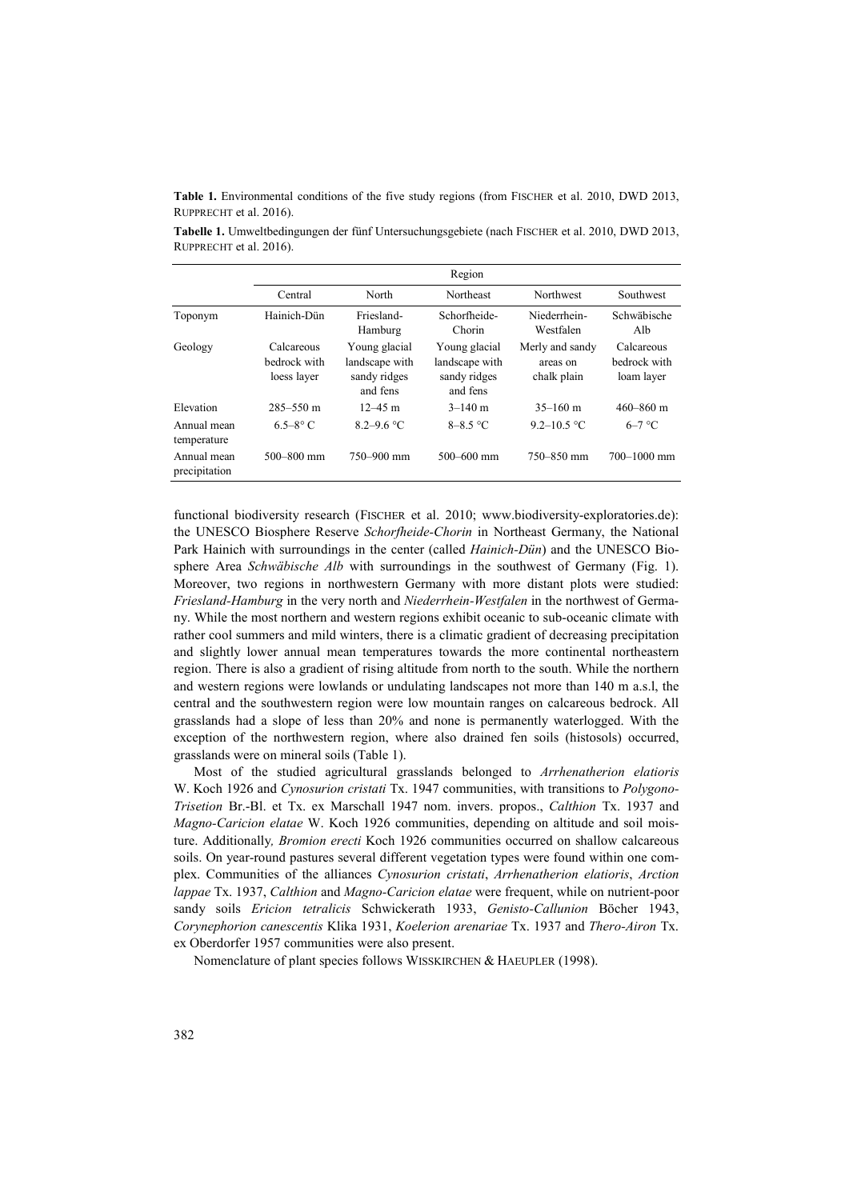**Table 1.** Environmental conditions of the five study regions (from FISCHER et al. 2010, DWD 2013, RUPPRECHT et al. 2016).

**Tabelle 1.** Umweltbedingungen der fünf Untersuchungsgebiete (nach FISCHER et al. 2010, DWD 2013, RUPPRECHT et al. 2016).

| | Region | | | | |
|---|---|---|---|---|---|
| | Central | North | Northeast | Northwest | Southwest |
| Toponym | Hainich-Dün | Friesland-Hamburg | Schorfheide-Chorin | Niederrhein-Westfalen | Schwäbische Alb |
| Geology | Calcareous bedrock with loess layer | Young glacial landscape with sandy ridges and fens | Young glacial landscape with sandy ridges and fens | Merly and sandy areas on chalk plain | Calcareous bedrock with loam layer |
| Elevation | 285–550 m | 12–45 m | 3–140 m | 35–160 m | 460–860 m |
| Annual mean temperature | 6.5–8° C | 8.2–9.6 °C | 8–8.5 °C | 9.2–10.5 °C | 6–7 °C |
| Annual mean precipitation | 500–800 mm | 750–900 mm | 500–600 mm | 750–850 mm | 700–1000 mm |

functional biodiversity research (FISCHER et al. 2010; www.biodiversity-exploratories.de): the UNESCO Biosphere Reserve *Schorfheide-Chorin* in Northeast Germany, the National Park Hainich with surroundings in the center (called *Hainich-Dün*) and the UNESCO Biosphere Area *Schwäbische Alb* with surroundings in the southwest of Germany (Fig. 1). Moreover, two regions in northwestern Germany with more distant plots were studied: *Friesland-Hamburg* in the very north and *Niederrhein-Westfalen* in the northwest of Germany. While the most northern and western regions exhibit oceanic to sub-oceanic climate with rather cool summers and mild winters, there is a climatic gradient of decreasing precipitation and slightly lower annual mean temperatures towards the more continental northeastern region. There is also a gradient of rising altitude from north to the south. While the northern and western regions were lowlands or undulating landscapes not more than 140 m a.s.l, the central and the southwestern region were low mountain ranges on calcareous bedrock. All grasslands had a slope of less than 20% and none is permanently waterlogged. With the exception of the northwestern region, where also drained fen soils (histosols) occurred, grasslands were on mineral soils (Table 1).

Most of the studied agricultural grasslands belonged to *Arrhenatherion elatioris* W. Koch 1926 and *Cynosurion cristati* Tx. 1947 communities, with transitions to *Polygono-Trisetion* Br.-Bl. et Tx. ex Marschall 1947 nom. invers. propos., *Calthion* Tx. 1937 and *Magno-Caricion elatae* W. Koch 1926 communities, depending on altitude and soil moisture. Additionally*, Bromion erecti* Koch 1926 communities occurred on shallow calcareous soils. On year-round pastures several different vegetation types were found within one complex. Communities of the alliances *Cynosurion cristati*, *Arrhenatherion elatioris*, *Arction lappae* Tx. 1937, *Calthion* and *Magno-Caricion elatae* were frequent, while on nutrient-poor sandy soils *Ericion tetralicis* Schwickerath 1933, *Genisto-Callunion* Böcher 1943, *Corynephorion canescentis* Klika 1931, *Koelerion arenariae* Tx. 1937 and *Thero-Airon* Tx. ex Oberdorfer 1957 communities were also present.

Nomenclature of plant species follows WISSKIRCHEN & HAEUPLER (1998).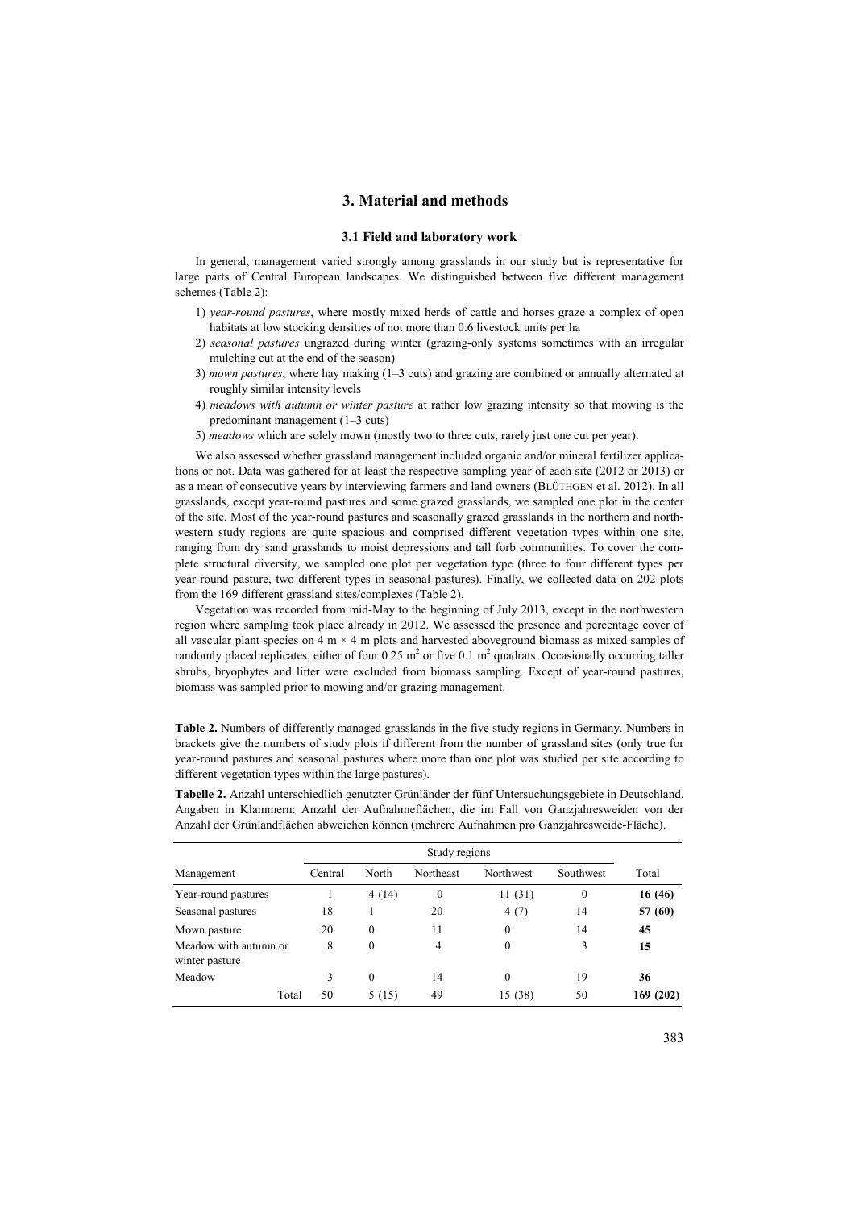## 3. Material and methods

### 3.1 Field and laboratory work

In general, management varied strongly among grasslands in our study but is representative for large parts of Central European landscapes. We distinguished between five different management schemes (Table 2):

1) *year-round pastures*, where mostly mixed herds of cattle and horses graze a complex of open habitats at low stocking densities of not more than 0.6 livestock units per ha
2) *seasonal pastures* ungrazed during winter (grazing-only systems sometimes with an irregular mulching cut at the end of the season)
3) *mown pastures*, where hay making (1–3 cuts) and grazing are combined or annually alternated at roughly similar intensity levels
4) *meadows with autumn or winter pasture* at rather low grazing intensity so that mowing is the predominant management (1–3 cuts)
5) *meadows* which are solely mown (mostly two to three cuts, rarely just one cut per year).

We also assessed whether grassland management included organic and/or mineral fertilizer applications or not. Data was gathered for at least the respective sampling year of each site (2012 or 2013) or as a mean of consecutive years by interviewing farmers and land owners (BLÜTHGEN et al. 2012). In all grasslands, except year-round pastures and some grazed grasslands, we sampled one plot in the center of the site. Most of the year-round pastures and seasonally grazed grasslands in the northern and northwestern study regions are quite spacious and comprised different vegetation types within one site, ranging from dry sand grasslands to moist depressions and tall forb communities. To cover the complete structural diversity, we sampled one plot per vegetation type (three to four different types per year-round pasture, two different types in seasonal pastures). Finally, we collected data on 202 plots from the 169 different grassland sites/complexes (Table 2).

Vegetation was recorded from mid-May to the beginning of July 2013, except in the northwestern region where sampling took place already in 2012. We assessed the presence and percentage cover of all vascular plant species on 4 m × 4 m plots and harvested aboveground biomass as mixed samples of randomly placed replicates, either of four 0.25 m$^2$ or five 0.1 m$^2$ quadrats. Occasionally occurring taller shrubs, bryophytes and litter were excluded from biomass sampling. Except of year-round pastures, biomass was sampled prior to mowing and/or grazing management.

**Table 2.** Numbers of differently managed grasslands in the five study regions in Germany. Numbers in brackets give the numbers of study plots if different from the number of grassland sites (only true for year-round pastures and seasonal pastures where more than one plot was studied per site according to different vegetation types within the large pastures).

**Tabelle 2.** Anzahl unterschiedlich genutzter Grünländer der fünf Untersuchungsgebiete in Deutschland. Angaben in Klammern: Anzahl der Aufnahmeflächen, die im Fall von Ganzjahresweiden von der Anzahl der Grünlandflächen abweichen können (mehrere Aufnahmen pro Ganzjahresweide-Fläche).

| | Study regions | | | | | |
|---|---|---|---|---|---|---|
| Management | Central | North | Northeast | Northwest | Southwest | Total |
| Year-round pastures | 1 | 4 (14) | 0 | 11 (31) | 0 | **16 (46)** |
| Seasonal pastures | 18 | 1 | 20 | 4 (7) | 14 | **57 (60)** |
| Mown pasture | 20 | 0 | 11 | 0 | 14 | **45** |
| Meadow with autumn or winter pasture | 8 | 0 | 4 | 0 | 3 | **15** |
| Meadow | 3 | 0 | 14 | 0 | 19 | **36** |
| Total | 50 | 5 (15) | 49 | 15 (38) | 50 | **169 (202)** |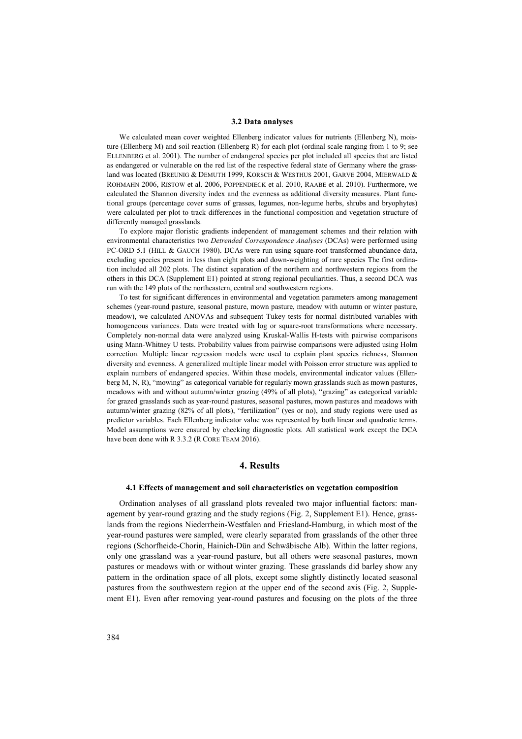### 3.2 Data analyses

We calculated mean cover weighted Ellenberg indicator values for nutrients (Ellenberg N), moisture (Ellenberg M) and soil reaction (Ellenberg R) for each plot (ordinal scale ranging from 1 to 9; see ELLENBERG et al. 2001). The number of endangered species per plot included all species that are listed as endangered or vulnerable on the red list of the respective federal state of Germany where the grassland was located (BREUNIG & DEMUTH 1999, KORSCH & WESTHUS 2001, GARVE 2004, MIERWALD & ROHMAHN 2006, RISTOW et al. 2006, POPPENDIECK et al. 2010, RAABE et al. 2010). Furthermore, we calculated the Shannon diversity index and the evenness as additional diversity measures. Plant functional groups (percentage cover sums of grasses, legumes, non-legume herbs, shrubs and bryophytes) were calculated per plot to track differences in the functional composition and vegetation structure of differently managed grasslands.

To explore major floristic gradients independent of management schemes and their relation with environmental characteristics two *Detrended Correspondence Analyses* (DCAs) were performed using PC-ORD 5.1 (HILL & GAUCH 1980). DCAs were run using square-root transformed abundance data, excluding species present in less than eight plots and down-weighting of rare species The first ordination included all 202 plots. The distinct separation of the northern and northwestern regions from the others in this DCA (Supplement E1) pointed at strong regional peculiarities. Thus, a second DCA was run with the 149 plots of the northeastern, central and southwestern regions.

To test for significant differences in environmental and vegetation parameters among management schemes (year-round pasture, seasonal pasture, mown pasture, meadow with autumn or winter pasture, meadow), we calculated ANOVAs and subsequent Tukey tests for normal distributed variables with homogeneous variances. Data were treated with log or square-root transformations where necessary. Completely non-normal data were analyzed using Kruskal-Wallis H-tests with pairwise comparisons using Mann-Whitney U tests. Probability values from pairwise comparisons were adjusted using Holm correction. Multiple linear regression models were used to explain plant species richness, Shannon diversity and evenness. A generalized multiple linear model with Poisson error structure was applied to explain numbers of endangered species. Within these models, environmental indicator values (Ellenberg M, N, R), "mowing" as categorical variable for regularly mown grasslands such as mown pastures, meadows with and without autumn/winter grazing (49% of all plots), "grazing" as categorical variable for grazed grasslands such as year-round pastures, seasonal pastures, mown pastures and meadows with autumn/winter grazing (82% of all plots), "fertilization" (yes or no), and study regions were used as predictor variables. Each Ellenberg indicator value was represented by both linear and quadratic terms. Model assumptions were ensured by checking diagnostic plots. All statistical work except the DCA have been done with R 3.3.2 (R CORE TEAM 2016).

## 4. Results

### 4.1 Effects of management and soil characteristics on vegetation composition

Ordination analyses of all grassland plots revealed two major influential factors: management by year-round grazing and the study regions (Fig. 2, Supplement E1). Hence, grasslands from the regions Niederrhein-Westfalen and Friesland-Hamburg, in which most of the year-round pastures were sampled, were clearly separated from grasslands of the other three regions (Schorfheide-Chorin, Hainich-Dün and Schwäbische Alb). Within the latter regions, only one grassland was a year-round pasture, but all others were seasonal pastures, mown pastures or meadows with or without winter grazing. These grasslands did barley show any pattern in the ordination space of all plots, except some slightly distinctly located seasonal pastures from the southwestern region at the upper end of the second axis (Fig. 2, Supplement E1). Even after removing year-round pastures and focusing on the plots of the three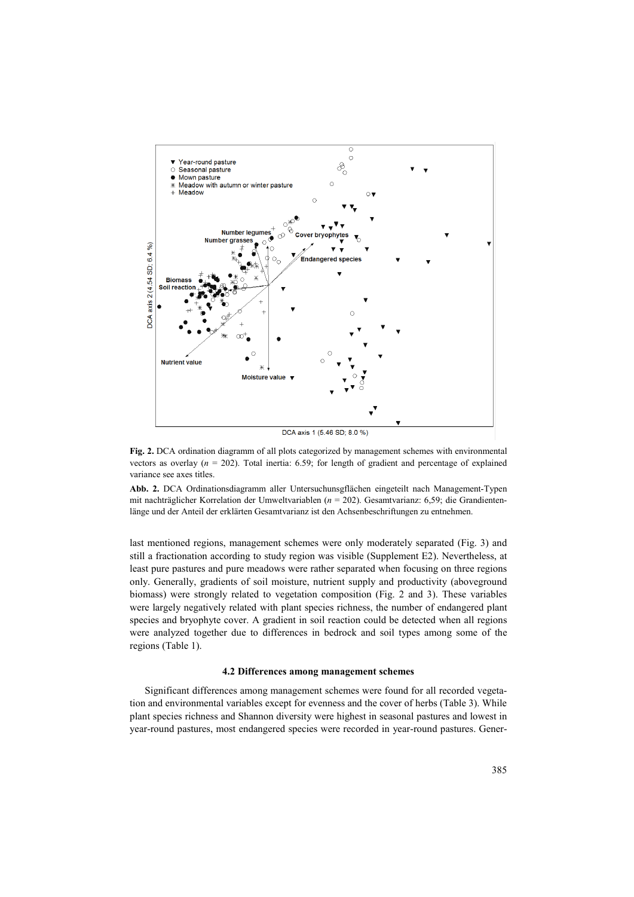**Fig. 2.** DCA ordination diagramm of all plots categorized by management schemes with environmental vectors as overlay ($n$ = 202). Total inertia: 6.59; for length of gradient and percentage of explained variance see axes titles.

**Abb. 2.** DCA Ordinationsdiagramm aller Untersuchungsflächen eingeteilt nach Management-Typen mit nachträglicher Korrelation der Umweltvariablen ($n$ = 202). Gesamtvarianz: 6,59; die Grandientenlänge und der Anteil der erklärten Gesamtvarianz ist den Achsenbeschriftungen zu entnehmen.

last mentioned regions, management schemes were only moderately separated (Fig. 3) and still a fractionation according to study region was visible (Supplement E2). Nevertheless, at least pure pastures and pure meadows were rather separated when focusing on three regions only. Generally, gradients of soil moisture, nutrient supply and productivity (aboveground biomass) were strongly related to vegetation composition (Fig. 2 and 3). These variables were largely negatively related with plant species richness, the number of endangered plant species and bryophyte cover. A gradient in soil reaction could be detected when all regions were analyzed together due to differences in bedrock and soil types among some of the regions (Table 1).

### 4.2 Differences among management schemes

Significant differences among management schemes were found for all recorded vegetation and environmental variables except for evenness and the cover of herbs (Table 3). While plant species richness and Shannon diversity were highest in seasonal pastures and lowest in year-round pastures, most endangered species were recorded in year-round pastures. Gener-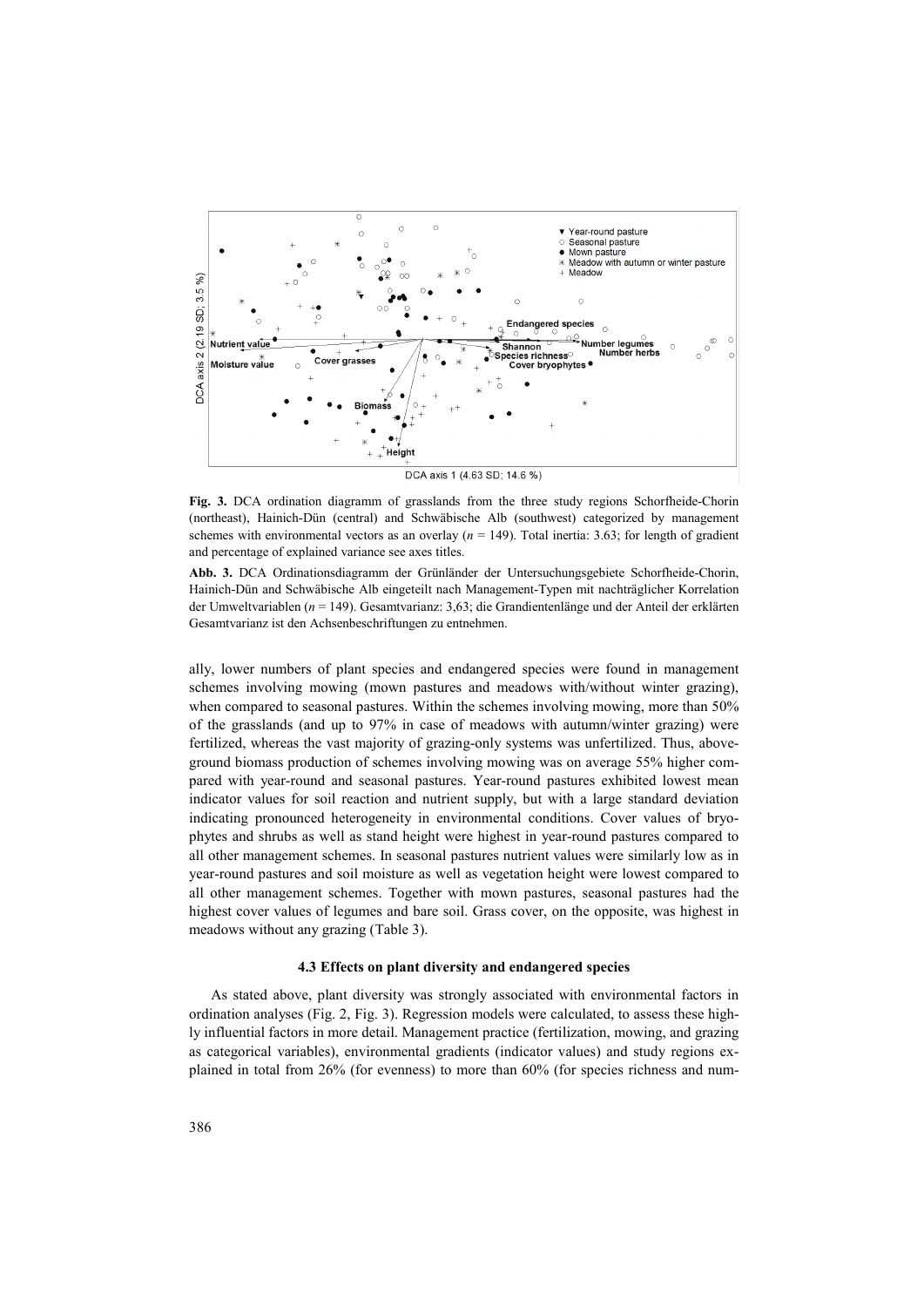**Fig. 3.** DCA ordination diagramm of grasslands from the three study regions Schorfheide-Chorin (northeast), Hainich-Dün (central) and Schwäbische Alb (southwest) categorized by management schemes with environmental vectors as an overlay ($n$ = 149). Total inertia: 3.63; for length of gradient and percentage of explained variance see axes titles.

**Abb. 3.** DCA Ordinationsdiagramm der Grünländer der Untersuchungsgebiete Schorfheide-Chorin, Hainich-Dün and Schwäbische Alb eingeteilt nach Management-Typen mit nachträglicher Korrelation der Umweltvariablen ($n$ = 149). Gesamtvarianz: 3,63; die Grandientenlänge und der Anteil der erklärten Gesamtvarianz ist den Achsenbeschriftungen zu entnehmen.

ally, lower numbers of plant species and endangered species were found in management schemes involving mowing (mown pastures and meadows with/without winter grazing), when compared to seasonal pastures. Within the schemes involving mowing, more than 50% of the grasslands (and up to 97% in case of meadows with autumn/winter grazing) were fertilized, whereas the vast majority of grazing-only systems was unfertilized. Thus, above-ground biomass production of schemes involving mowing was on average 55% higher compared with year-round and seasonal pastures. Year-round pastures exhibited lowest mean indicator values for soil reaction and nutrient supply, but with a large standard deviation indicating pronounced heterogeneity in environmental conditions. Cover values of bryophytes and shrubs as well as stand height were highest in year-round pastures compared to all other management schemes. In seasonal pastures nutrient values were similarly low as in year-round pastures and soil moisture as well as vegetation height were lowest compared to all other management schemes. Together with mown pastures, seasonal pastures had the highest cover values of legumes and bare soil. Grass cover, on the opposite, was highest in meadows without any grazing (Table 3).

### 4.3 Effects on plant diversity and endangered species

As stated above, plant diversity was strongly associated with environmental factors in ordination analyses (Fig. 2, Fig. 3). Regression models were calculated, to assess these highly influential factors in more detail. Management practice (fertilization, mowing, and grazing as categorical variables), environmental gradients (indicator values) and study regions explained in total from 26% (for evenness) to more than 60% (for species richness and num-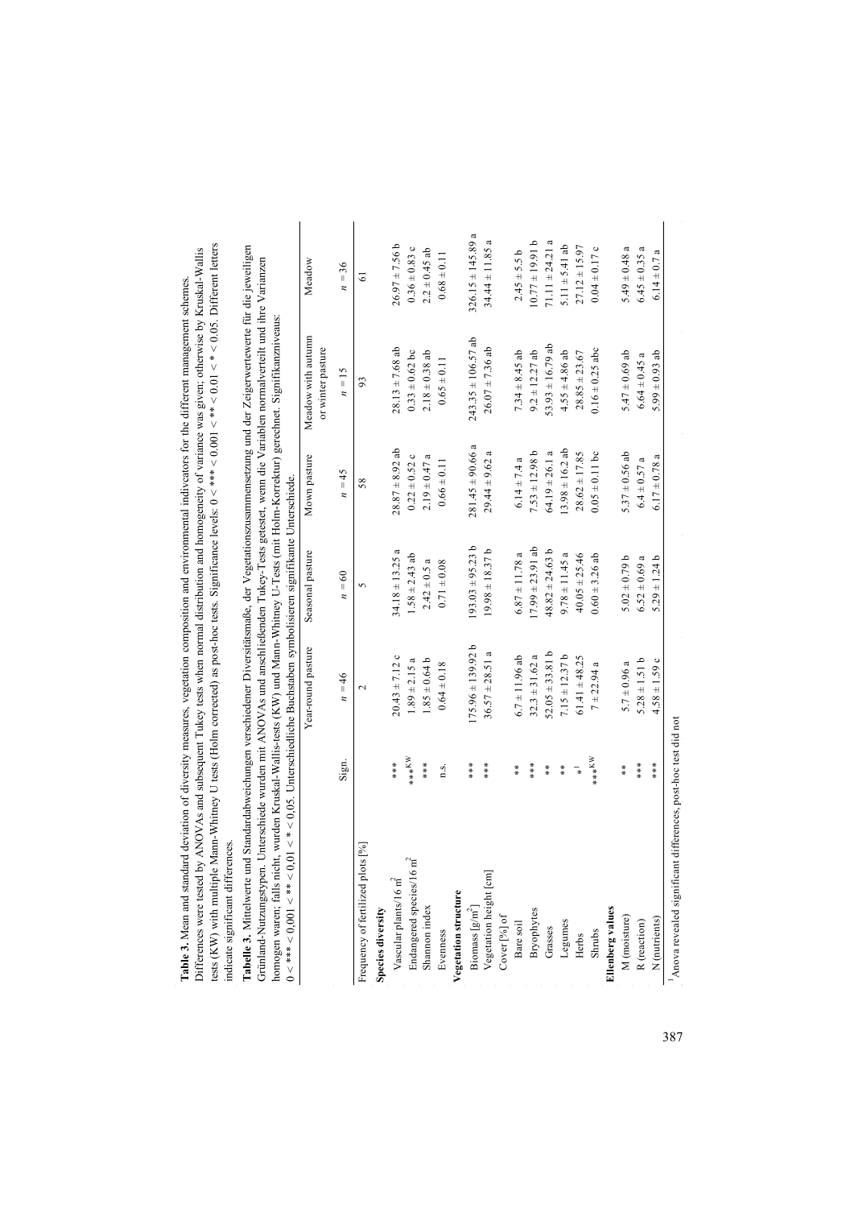**Table 3.** Mean and standard deviation of diversity measures, vegetation composition and environmental indicators for the different management schemes. Differences were tested by ANOVAs and subsequent Tukey tests when normal distribution and homogeneity of variance was given; otherwise by Kruskal-Wallis tests (KW) with multiple Mann-Whitney U tests (Holm corrected) as post-hoc tests. Significance levels: 0 < *** < 0.001 < ** < 0.01 < * < 0.05. Different letters indicate significant differences.

**Tabelle 3.** Mittelwerte und Standardabweichungen verschiedener Diversitätsmaße, der Vegetationszusammensetzung und der Zeigerwertewerte für die jeweiligen Grünland-Nutzungstypen. Unterschiede wurden mit ANOVAs und anschließenden Tukey-Tests getestet, wenn die Variablen normalverteilt und ihre Varianzen homogen waren; falls nicht, wurden Kruskal-Wallis-tests (KW) und Mann-Whitney U-Tests (mit Holm-Korrektur) gerechnet. Signifikanzniveaus: 0 < *** < 0,001 < ** < 0,01 < * < 0,05. Unterschiedliche Buchstaben symbolisieren signifikante Unterschiede.

| | Sign. | Year-round pasture | Seasonal pasture | Mown pasture | Meadow with autumn or winter pasture | Meadow |
|---|---|---|---|---|---|---|
| | | $n = 46$ | $n = 60$ | $n = 45$ | $n = 15$ | $n = 36$ |
| Frequency of fertilized plots [%] | | 2 | 5 | 58 | 93 | 61 |
| **Species diversity** | | | | | | |
| Vascular plants/16 m$^2$ | *** | 20.43 ± 7.12 c | 34.18 ± 13.25 a | 28.87 ± 8.92 ab | 28.13 ± 7.68 ab | 26.97 ± 7.56 b |
| Endangered species/16 m$^2$ | ***$^{KW}$ | 1.89 ± 2.15 a | 1.58 ± 2.43 ab | 0.22 ± 0.52 c | 0.33 ± 0.62 bc | 0.36 ± 0.83 c |
| Shannon index | *** | 1.85 ± 0.64 b | 2.42 ± 0.5 a | 2.19 ± 0.47 a | 2.18 ± 0.38 ab | 2.2 ± 0.45 ab |
| Evenness | n.s. | 0.64 ± 0.18 | 0.71 ± 0.08 | 0.66 ± 0.11 | 0.65 ± 0.11 | 0.68 ± 0.11 |
| **Vegetation structure** | | | | | | |
| Biomass [g/m$^2$] | *** | 175.96 ± 139.92 b | 193.03 ± 95.23 b | 281.45 ± 90.66 a | 243.35 ± 106.57 ab | 326.15 ± 145.89 a |
| Vegetation height [cm] | *** | 36.57 ± 28.51 a | 19.98 ± 18.37 b | 29.44 ± 9.62 a | 26.07 ± 7.36 ab | 34.44 ± 11.85 a |
| Cover [%] of | | | | | | |
| Bare soil | ** | 6.7 ± 11.96 ab | 6.87 ± 11.78 a | 6.14 ± 7.4 a | 7.34 ± 8.45 ab | 2.45 ± 5.5 b |
| Bryophytes | *** | 32.3 ± 31.62 a | 17.99 ± 23.91 ab | 7.53 ± 12.98 b | 9.2 ± 12.27 ab | 10.77 ± 19.91 b |
| Grasses | ** | 52.05 ± 33.81 b | 48.82 ± 24.63 b | 64.19 ± 26.1 a | 53.93 ± 16.79 ab | 71.11 ± 24.21 a |
| Legumes | ** | 7.15 ± 12.37 b | 9.78 ± 11.45 a | 13.98 ± 16.2 ab | 4.55 ± 4.86 ab | 5.11 ± 5.41 ab |
| Herbs | *[1] | 61.41 ± 48.25 | 40.05 ± 25.46 | 28.62 ± 17.85 | 28.85 ± 23.67 | 27.12 ± 15.97 |
| Shrubs | ***$^{KW}$ | 7 ± 22.94 a | 0.60 ± 3.26 ab | 0.05 ± 0.11 bc | 0.16 ± 0.25 abc | 0.04 ± 0.17 c |
| **Ellenberg values** | | | | | | |
| M (moisture) | ** | 5.7 ± 0.96 a | 5.02 ± 0.79 b | 5.37 ± 0.56 ab | 5.47 ± 0.69 ab | 5.49 ± 0.48 a |
| R (reaction) | *** | 5.28 ± 1.51 b | 6.52 ± 0.69 a | 6.4 ± 0.57 a | 6.64 ± 0.45 a | 6.45 ± 0.35 a |
| N (nutrients) | *** | 4.58 ± 1.59 c | 5.29 ± 1.24 b | 6.17 ± 0.78 a | 5.99 ± 0.93 ab | 6.14 ± 0.7 a |

[1] Anova revealed significant differences, post-hoc test did not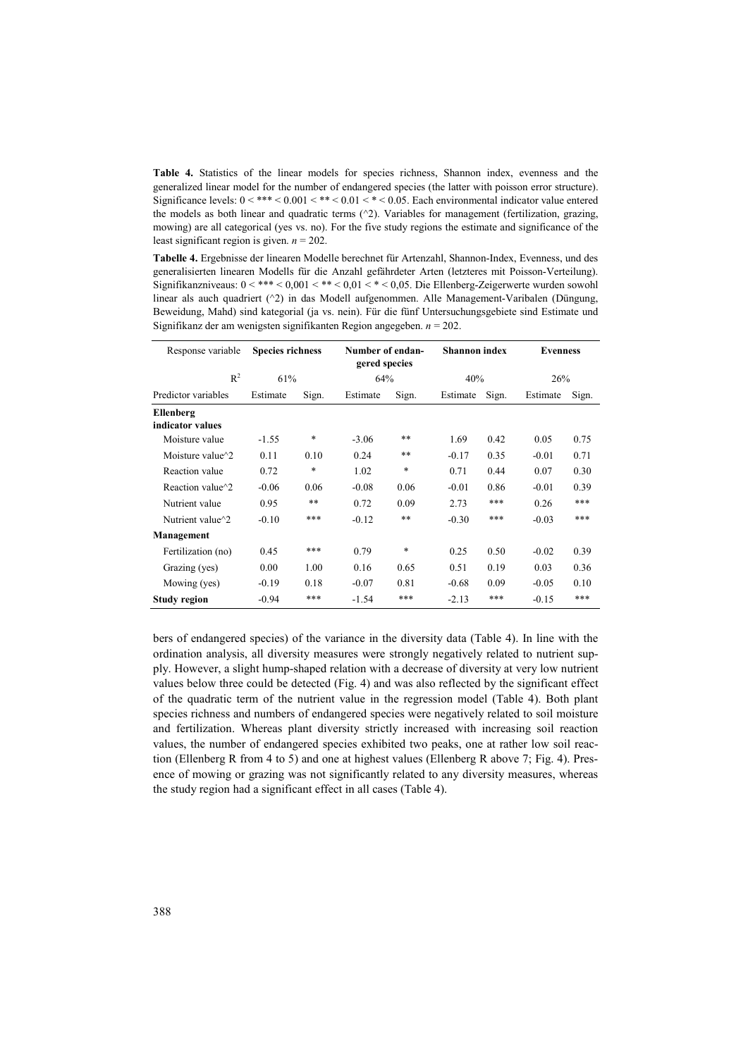**Table 4.** Statistics of the linear models for species richness, Shannon index, evenness and the generalized linear model for the number of endangered species (the latter with poisson error structure). Significance levels: 0 < *** < 0.001 < ** < 0.01 < * < 0.05. Each environmental indicator value entered the models as both linear and quadratic terms (^2). Variables for management (fertilization, grazing, mowing) are all categorical (yes vs. no). For the five study regions the estimate and significance of the least significant region is given. *n* = 202.

**Tabelle 4.** Ergebnisse der linearen Modelle berechnet für Artenzahl, Shannon-Index, Evenness, und des generalisierten linearen Modells für die Anzahl gefährdeter Arten (letzteres mit Poisson-Verteilung). Signifikanzniveaus: 0 < *** < 0,001 < ** < 0,01 < * < 0,05. Die Ellenberg-Zeigerwerte wurden sowohl linear als auch quadriert (^2) in das Modell aufgenommen. Alle Management-Varibalen (Düngung, Beweidung, Mahd) sind kategorial (ja vs. nein). Für die fünf Untersuchungsgebiete sind Estimate und Signifikanz der am wenigsten signifikanten Region angegeben. *n* = 202.

| Response variable | **Species richness** | | **Number of endangered species** | | **Shannon index** | | **Evenness** | |
|---|---|---|---|---|---|---|---|---|
| $R^2$ | 61% | | 64% | | 40% | | 26% | |
| Predictor variables | Estimate | Sign. | Estimate | Sign. | Estimate | Sign. | Estimate | Sign. |
| **Ellenberg indicator values** | | | | | | | | |
| Moisture value | -1.55 | * | -3.06 | ** | 1.69 | 0.42 | 0.05 | 0.75 |
| Moisture value^2 | 0.11 | 0.10 | 0.24 | ** | -0.17 | 0.35 | -0.01 | 0.71 |
| Reaction value | 0.72 | * | 1.02 | * | 0.71 | 0.44 | 0.07 | 0.30 |
| Reaction value^2 | -0.06 | 0.06 | -0.08 | 0.06 | -0.01 | 0.86 | -0.01 | 0.39 |
| Nutrient value | 0.95 | ** | 0.72 | 0.09 | 2.73 | *** | 0.26 | *** |
| Nutrient value^2 | -0.10 | *** | -0.12 | ** | -0.30 | *** | -0.03 | *** |
| **Management** | | | | | | | | |
| Fertilization (no) | 0.45 | *** | 0.79 | * | 0.25 | 0.50 | -0.02 | 0.39 |
| Grazing (yes) | 0.00 | 1.00 | 0.16 | 0.65 | 0.51 | 0.19 | 0.03 | 0.36 |
| Mowing (yes) | -0.19 | 0.18 | -0.07 | 0.81 | -0.68 | 0.09 | -0.05 | 0.10 |
| **Study region** | -0.94 | *** | -1.54 | *** | -2.13 | *** | -0.15 | *** |

bers of endangered species) of the variance in the diversity data (Table 4). In line with the ordination analysis, all diversity measures were strongly negatively related to nutrient supply. However, a slight hump-shaped relation with a decrease of diversity at very low nutrient values below three could be detected (Fig. 4) and was also reflected by the significant effect of the quadratic term of the nutrient value in the regression model (Table 4). Both plant species richness and numbers of endangered species were negatively related to soil moisture and fertilization. Whereas plant diversity strictly increased with increasing soil reaction values, the number of endangered species exhibited two peaks, one at rather low soil reaction (Ellenberg R from 4 to 5) and one at highest values (Ellenberg R above 7; Fig. 4). Presence of mowing or grazing was not significantly related to any diversity measures, whereas the study region had a significant effect in all cases (Table 4).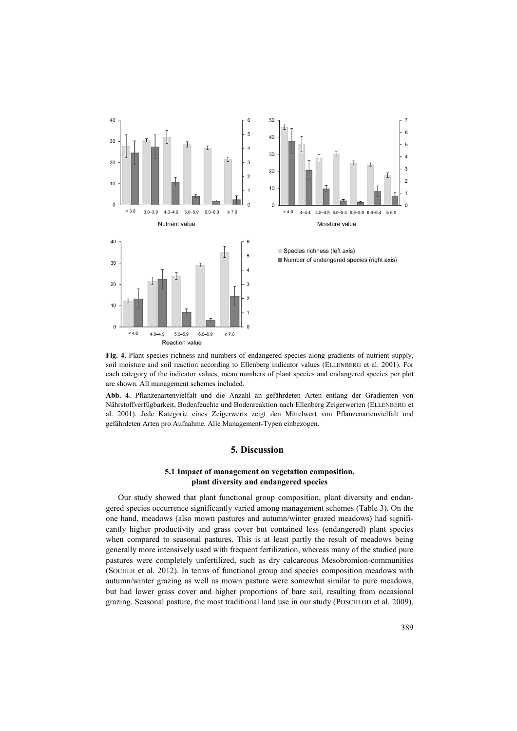**Fig. 4.** Plant species richness and numbers of endangered species along gradients of nutrient supply, soil moisture and soil reaction according to Ellenberg indicator values (ELLENBERG et al. 2001). For each category of the indicator values, mean numbers of plant species and endangered species per plot are shown. All management schemes included.

**Abb. 4.** Pflanzenartenvielfalt und die Anzahl an gefährdeten Arten entlang der Gradienten von Nährstoffverfügbarkeit, Bodenfeuchte und Bodenreaktion nach Ellenberg Zeigerwerten (ELLENBERG et al. 2001). Jede Kategorie eines Zeigerwerts zeigt den Mittelwert von Pflanzenartenvielfalt und gefährdeten Arten pro Aufnahme. Alle Management-Typen einbezogen.

## 5. Discussion

### 5.1 Impact of management on vegetation composition, plant diversity and endangered species

Our study showed that plant functional group composition, plant diversity and endangered species occurrence significantly varied among management schemes (Table 3). On the one hand, meadows (also mown pastures and autumn/winter grazed meadows) had significantly higher productivity and grass cover but contained less (endangered) plant species when compared to seasonal pastures. This is at least partly the result of meadows being generally more intensively used with frequent fertilization, whereas many of the studied pure pastures were completely unfertilized, such as dry calcareous Mesobromion-communities (SOCHER et al. 2012). In terms of functional group and species composition meadows with autumn/winter grazing as well as mown pasture were somewhat similar to pure meadows, but had lower grass cover and higher proportions of bare soil, resulting from occasional grazing. Seasonal pasture, the most traditional land use in our study (POSCHLOD et al. 2009),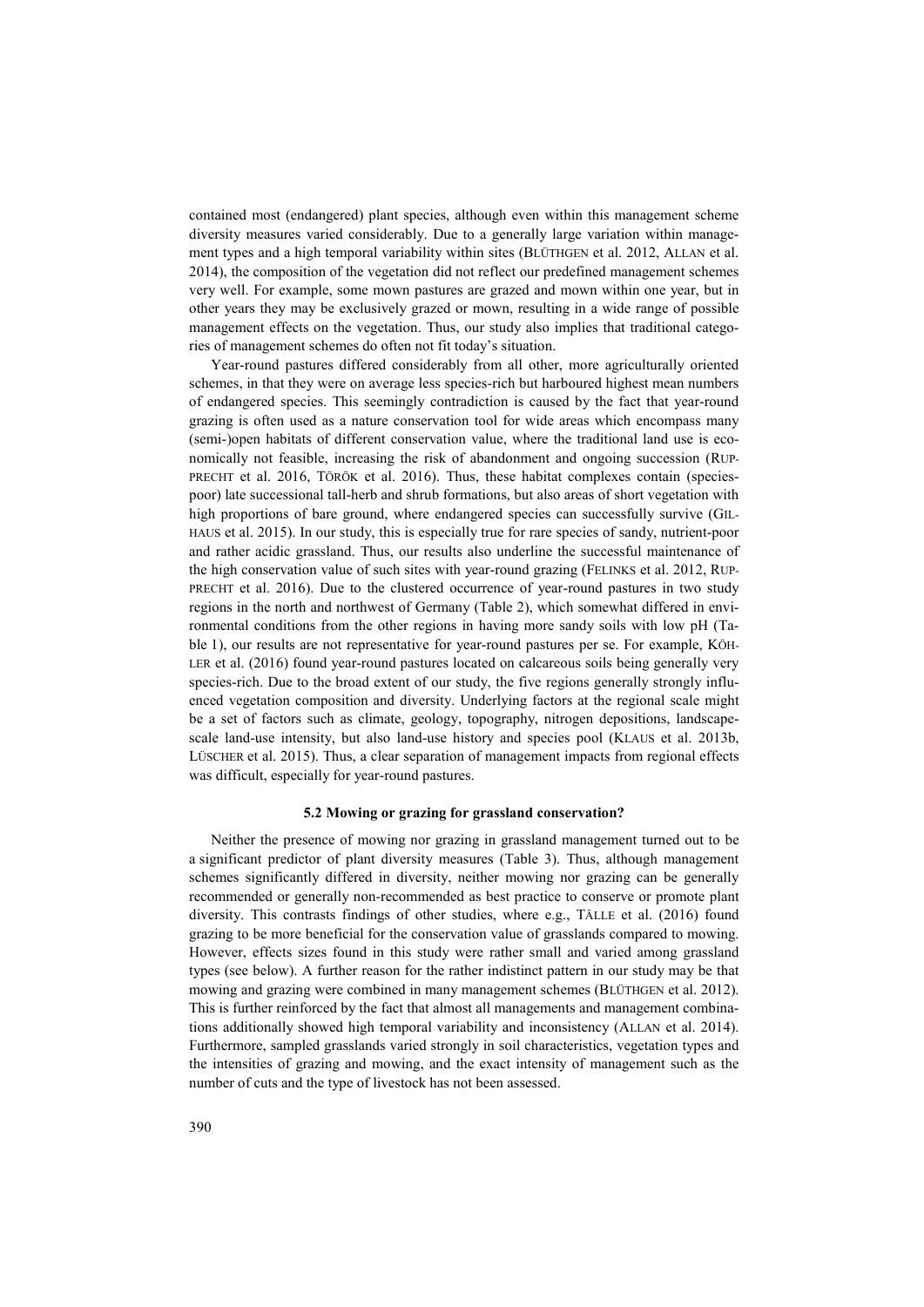contained most (endangered) plant species, although even within this management scheme diversity measures varied considerably. Due to a generally large variation within management types and a high temporal variability within sites (BLÜTHGEN et al. 2012, ALLAN et al. 2014), the composition of the vegetation did not reflect our predefined management schemes very well. For example, some mown pastures are grazed and mown within one year, but in other years they may be exclusively grazed or mown, resulting in a wide range of possible management effects on the vegetation. Thus, our study also implies that traditional categories of management schemes do often not fit today's situation.

Year-round pastures differed considerably from all other, more agriculturally oriented schemes, in that they were on average less species-rich but harboured highest mean numbers of endangered species. This seemingly contradiction is caused by the fact that year-round grazing is often used as a nature conservation tool for wide areas which encompass many (semi-)open habitats of different conservation value, where the traditional land use is economically not feasible, increasing the risk of abandonment and ongoing succession (RUPPRECHT et al. 2016, TÖRÖK et al. 2016). Thus, these habitat complexes contain (species-poor) late successional tall-herb and shrub formations, but also areas of short vegetation with high proportions of bare ground, where endangered species can successfully survive (GILHAUS et al. 2015). In our study, this is especially true for rare species of sandy, nutrient-poor and rather acidic grassland. Thus, our results also underline the successful maintenance of the high conservation value of such sites with year-round grazing (FELINKS et al. 2012, RUPPRECHT et al. 2016). Due to the clustered occurrence of year-round pastures in two study regions in the north and northwest of Germany (Table 2), which somewhat differed in environmental conditions from the other regions in having more sandy soils with low pH (Table 1), our results are not representative for year-round pastures per se. For example, KÖHLER et al. (2016) found year-round pastures located on calcareous soils being generally very species-rich. Due to the broad extent of our study, the five regions generally strongly influenced vegetation composition and diversity. Underlying factors at the regional scale might be a set of factors such as climate, geology, topography, nitrogen depositions, landscape-scale land-use intensity, but also land-use history and species pool (KLAUS et al. 2013b, LÜSCHER et al. 2015). Thus, a clear separation of management impacts from regional effects was difficult, especially for year-round pastures.

### 5.2 Mowing or grazing for grassland conservation?

Neither the presence of mowing nor grazing in grassland management turned out to be a significant predictor of plant diversity measures (Table 3). Thus, although management schemes significantly differed in diversity, neither mowing nor grazing can be generally recommended or generally non-recommended as best practice to conserve or promote plant diversity. This contrasts findings of other studies, where e.g., TÄLLE et al. (2016) found grazing to be more beneficial for the conservation value of grasslands compared to mowing. However, effects sizes found in this study were rather small and varied among grassland types (see below). A further reason for the rather indistinct pattern in our study may be that mowing and grazing were combined in many management schemes (BLÜTHGEN et al. 2012). This is further reinforced by the fact that almost all managements and management combinations additionally showed high temporal variability and inconsistency (ALLAN et al. 2014). Furthermore, sampled grasslands varied strongly in soil characteristics, vegetation types and the intensities of grazing and mowing, and the exact intensity of management such as the number of cuts and the type of livestock has not been assessed.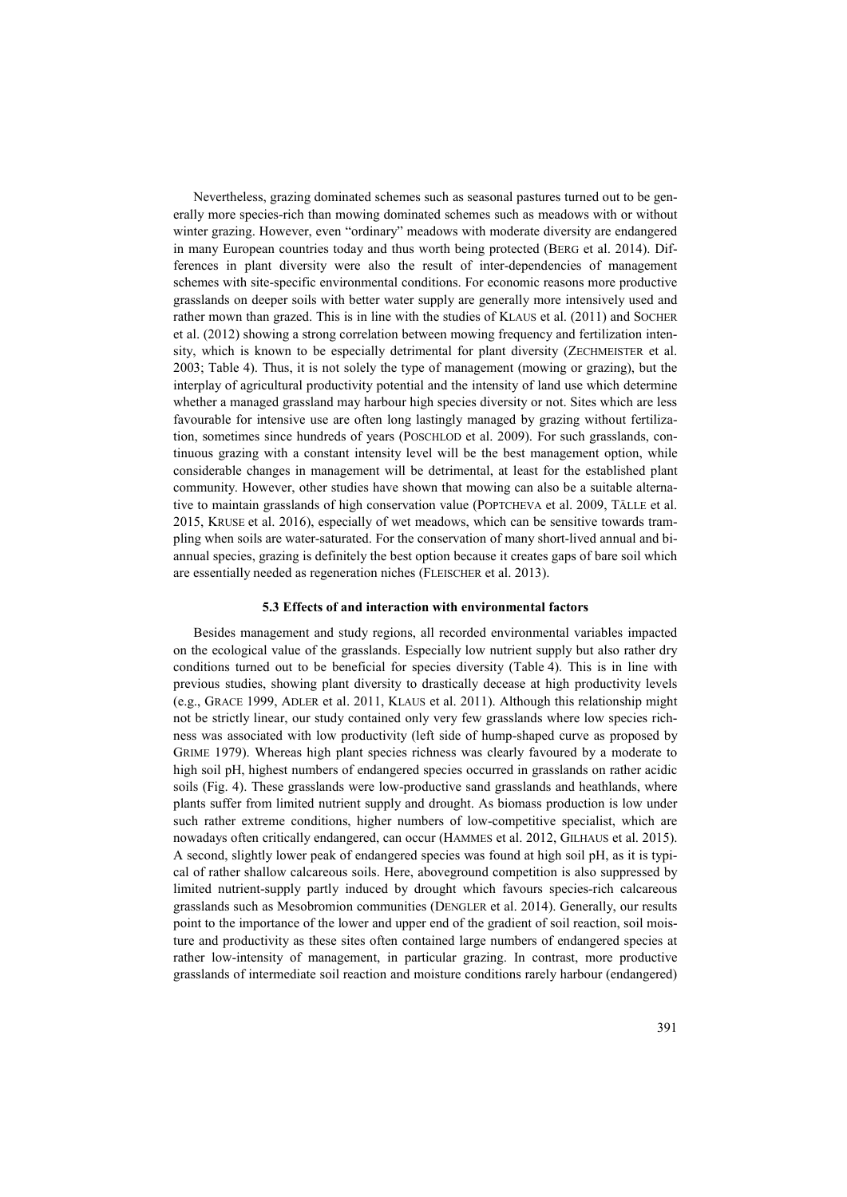Nevertheless, grazing dominated schemes such as seasonal pastures turned out to be generally more species-rich than mowing dominated schemes such as meadows with or without winter grazing. However, even "ordinary" meadows with moderate diversity are endangered in many European countries today and thus worth being protected (BERG et al. 2014). Differences in plant diversity were also the result of inter-dependencies of management schemes with site-specific environmental conditions. For economic reasons more productive grasslands on deeper soils with better water supply are generally more intensively used and rather mown than grazed. This is in line with the studies of KLAUS et al. (2011) and SOCHER et al. (2012) showing a strong correlation between mowing frequency and fertilization intensity, which is known to be especially detrimental for plant diversity (ZECHMEISTER et al. 2003; Table 4). Thus, it is not solely the type of management (mowing or grazing), but the interplay of agricultural productivity potential and the intensity of land use which determine whether a managed grassland may harbour high species diversity or not. Sites which are less favourable for intensive use are often long lastingly managed by grazing without fertilization, sometimes since hundreds of years (POSCHLOD et al. 2009). For such grasslands, continuous grazing with a constant intensity level will be the best management option, while considerable changes in management will be detrimental, at least for the established plant community. However, other studies have shown that mowing can also be a suitable alternative to maintain grasslands of high conservation value (POPTCHEVA et al. 2009, TÄLLE et al. 2015, KRUSE et al. 2016), especially of wet meadows, which can be sensitive towards trampling when soils are water-saturated. For the conservation of many short-lived annual and biannual species, grazing is definitely the best option because it creates gaps of bare soil which are essentially needed as regeneration niches (FLEISCHER et al. 2013).

### 5.3 Effects of and interaction with environmental factors

Besides management and study regions, all recorded environmental variables impacted on the ecological value of the grasslands. Especially low nutrient supply but also rather dry conditions turned out to be beneficial for species diversity (Table 4). This is in line with previous studies, showing plant diversity to drastically decease at high productivity levels (e.g., GRACE 1999, ADLER et al. 2011, KLAUS et al. 2011). Although this relationship might not be strictly linear, our study contained only very few grasslands where low species richness was associated with low productivity (left side of hump-shaped curve as proposed by GRIME 1979). Whereas high plant species richness was clearly favoured by a moderate to high soil pH, highest numbers of endangered species occurred in grasslands on rather acidic soils (Fig. 4). These grasslands were low-productive sand grasslands and heathlands, where plants suffer from limited nutrient supply and drought. As biomass production is low under such rather extreme conditions, higher numbers of low-competitive specialist, which are nowadays often critically endangered, can occur (HAMMES et al. 2012, GILHAUS et al. 2015). A second, slightly lower peak of endangered species was found at high soil pH, as it is typical of rather shallow calcareous soils. Here, aboveground competition is also suppressed by limited nutrient-supply partly induced by drought which favours species-rich calcareous grasslands such as Mesobromion communities (DENGLER et al. 2014). Generally, our results point to the importance of the lower and upper end of the gradient of soil reaction, soil moisture and productivity as these sites often contained large numbers of endangered species at rather low-intensity of management, in particular grazing. In contrast, more productive grasslands of intermediate soil reaction and moisture conditions rarely harbour (endangered)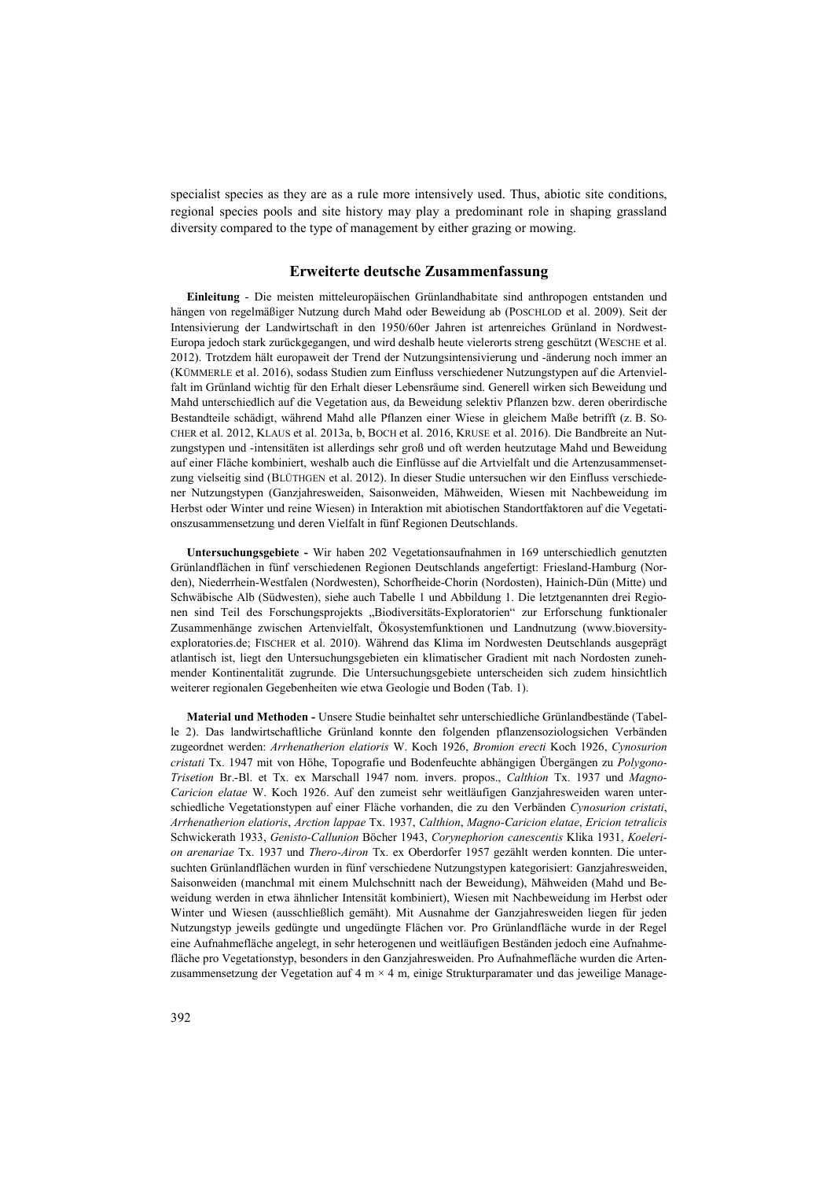specialist species as they are as a rule more intensively used. Thus, abiotic site conditions, regional species pools and site history may play a predominant role in shaping grassland diversity compared to the type of management by either grazing or mowing.

## Erweiterte deutsche Zusammenfassung

**Einleitung** - Die meisten mitteleuropäischen Grünlandhabitate sind anthropogen entstanden und hängen von regelmäßiger Nutzung durch Mahd oder Beweidung ab (POSCHLOD et al. 2009). Seit der Intensivierung der Landwirtschaft in den 1950/60er Jahren ist artenreiches Grünland in Nordwest-Europa jedoch stark zurückgegangen, und wird deshalb heute vielerorts streng geschützt (WESCHE et al. 2012). Trotzdem hält europaweit der Trend der Nutzungsintensivierung und -änderung noch immer an (KÜMMERLE et al. 2016), sodass Studien zum Einfluss verschiedener Nutzungstypen auf die Artenvielfalt im Grünland wichtig für den Erhalt dieser Lebensräume sind. Generell wirken sich Beweidung und Mahd unterschiedlich auf die Vegetation aus, da Beweidung selektiv Pflanzen bzw. deren oberirdische Bestandteile schädigt, während Mahd alle Pflanzen einer Wiese in gleichem Maße betrifft (z. B. SOCHER et al. 2012, KLAUS et al. 2013a, b, BOCH et al. 2016, KRUSE et al. 2016). Die Bandbreite an Nutzungstypen und -intensitäten ist allerdings sehr groß und oft werden heutzutage Mahd und Beweidung auf einer Fläche kombiniert, weshalb auch die Einflüsse auf die Artvielfalt und die Artenzusammensetzung vielseitig sind (BLÜTHGEN et al. 2012). In dieser Studie untersuchen wir den Einfluss verschiedener Nutzungstypen (Ganzjahresweiden, Saisonweiden, Mähweiden, Wiesen mit Nachbeweidung im Herbst oder Winter und reine Wiesen) in Interaktion mit abiotischen Standortfaktoren auf die Vegetationszusammensetzung und deren Vielfalt in fünf Regionen Deutschlands.

**Untersuchungsgebiete -** Wir haben 202 Vegetationsaufnahmen in 169 unterschiedlich genutzten Grünlandflächen in fünf verschiedenen Regionen Deutschlands angefertigt: Friesland-Hamburg (Norden), Niederrhein-Westfalen (Nordwesten), Schorfheide-Chorin (Nordosten), Hainich-Dün (Mitte) und Schwäbische Alb (Südwesten), siehe auch Tabelle 1 und Abbildung 1. Die letztgenannten drei Regionen sind Teil des Forschungsprojekts „Biodiversitäts-Exploratorien" zur Erforschung funktionaler Zusammenhänge zwischen Artenvielfalt, Ökosystemfunktionen und Landnutzung (www.bioversity-exploratories.de; FISCHER et al. 2010). Während das Klima im Nordwesten Deutschlands ausgeprägt atlantisch ist, liegt den Untersuchungsgebieten ein klimatischer Gradient mit nach Nordosten zunehmender Kontinentalität zugrunde. Die Untersuchungsgebiete unterscheiden sich zudem hinsichtlich weiterer regionalen Gegebenheiten wie etwa Geologie und Boden (Tab. 1).

**Material und Methoden -** Unsere Studie beinhaltet sehr unterschiedliche Grünlandbestände (Tabelle 2). Das landwirtschaftliche Grünland konnte den folgenden pflanzensoziologsichen Verbänden zugeordnet werden: *Arrhenatherion elatioris* W. Koch 1926, *Bromion erecti* Koch 1926, *Cynosurion cristati* Tx. 1947 mit von Höhe, Topografie und Bodenfeuchte abhängigen Übergängen zu *Polygono-Trisetion* Br.-Bl. et Tx. ex Marschall 1947 nom. invers. propos., *Calthion* Tx. 1937 und *Magno-Caricion elatae* W. Koch 1926. Auf den zumeist sehr weitläufigen Ganzjahresweiden waren unterschiedliche Vegetationstypen auf einer Fläche vorhanden, die zu den Verbänden *Cynosurion cristati*, *Arrhenatherion elatioris*, *Arction lappae* Tx. 1937, *Calthion*, *Magno-Caricion elatae*, *Ericion tetralicis* Schwickerath 1933, *Genisto-Callunion* Böcher 1943, *Corynephorion canescentis* Klika 1931, *Koelerion arenariae* Tx. 1937 und *Thero-Airon* Tx. ex Oberdorfer 1957 gezählt werden konnten. Die untersuchten Grünlandflächen wurden in fünf verschiedene Nutzungstypen kategorisiert: Ganzjahresweiden, Saisonweiden (manchmal mit einem Mulchschnitt nach der Beweidung), Mähweiden (Mahd und Beweidung werden in etwa ähnlicher Intensität kombiniert), Wiesen mit Nachbeweidung im Herbst oder Winter und Wiesen (ausschließlich gemäht). Mit Ausnahme der Ganzjahresweiden liegen für jeden Nutzungstyp jeweils gedüngte und ungedüngte Flächen vor. Pro Grünlandfläche wurde in der Regel eine Aufnahmefläche angelegt, in sehr heterogenen und weitläufigen Beständen jedoch eine Aufnahmefläche pro Vegetationstyp, besonders in den Ganzjahresweiden. Pro Aufnahmefläche wurden die Artenzusammensetzung der Vegetation auf 4 m × 4 m, einige Strukturparamater und das jeweilige Manage-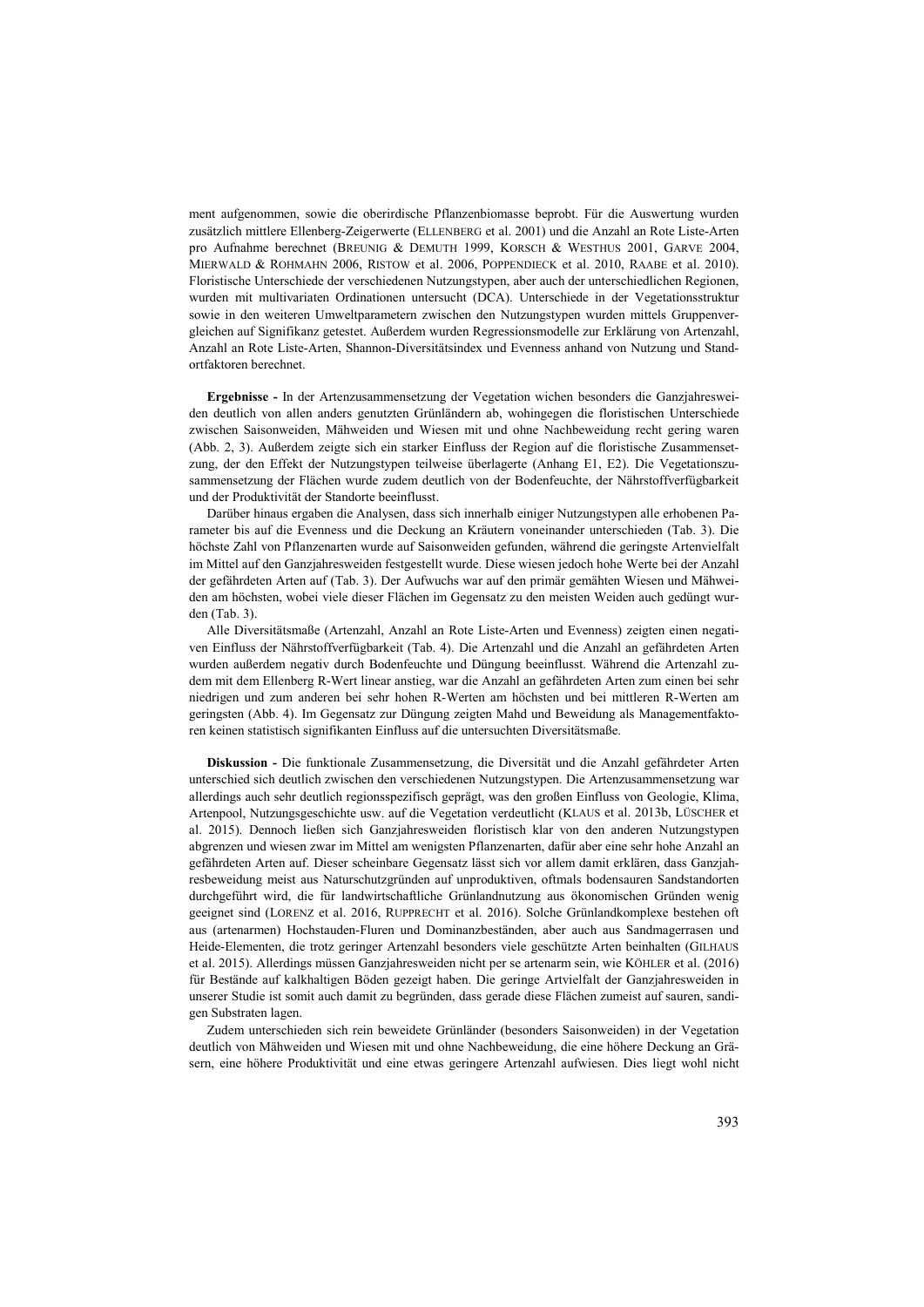ment aufgenommen, sowie die oberirdische Pflanzenbiomasse beprobt. Für die Auswertung wurden zusätzlich mittlere Ellenberg-Zeigerwerte (Ellenberg et al. 2001) und die Anzahl an Rote Liste-Arten pro Aufnahme berechnet (Breunig & Demuth 1999, Korsch & Westhus 2001, Garve 2004, Mierwald & Rohmahn 2006, Ristow et al. 2006, Poppendieck et al. 2010, Raabe et al. 2010). Floristische Unterschiede der verschiedenen Nutzungstypen, aber auch der unterschiedlichen Regionen, wurden mit multivariaten Ordinationen untersucht (DCA). Unterschiede in der Vegetationsstruktur sowie in den weiteren Umweltparametern zwischen den Nutzungstypen wurden mittels Gruppenvergleichen auf Signifikanz getestet. Außerdem wurden Regressionsmodelle zur Erklärung von Artenzahl, Anzahl an Rote Liste-Arten, Shannon-Diversitätsindex und Evenness anhand von Nutzung und Standortfaktoren berechnet.

**Ergebnisse -** In der Artenzusammensetzung der Vegetation wichen besonders die Ganzjahresweiden deutlich von allen anders genutzten Grünländern ab, wohingegen die floristischen Unterschiede zwischen Saisonweiden, Mähweiden und Wiesen mit und ohne Nachbeweidung recht gering waren (Abb. 2, 3). Außerdem zeigte sich ein starker Einfluss der Region auf die floristische Zusammensetzung, der den Effekt der Nutzungstypen teilweise überlagerte (Anhang E1, E2). Die Vegetationszusammensetzung der Flächen wurde zudem deutlich von der Bodenfeuchte, der Nährstoffverfügbarkeit und der Produktivität der Standorte beeinflusst.

Darüber hinaus ergaben die Analysen, dass sich innerhalb einiger Nutzungstypen alle erhobenen Parameter bis auf die Evenness und die Deckung an Kräutern voneinander unterschieden (Tab. 3). Die höchste Zahl von Pflanzenarten wurde auf Saisonweiden gefunden, während die geringste Artenvielfalt im Mittel auf den Ganzjahresweiden festgestellt wurde. Diese wiesen jedoch hohe Werte bei der Anzahl der gefährdeten Arten auf (Tab. 3). Der Aufwuchs war auf den primär gemähten Wiesen und Mähweiden am höchsten, wobei viele dieser Flächen im Gegensatz zu den meisten Weiden auch gedüngt wurden (Tab. 3).

Alle Diversitätsmaße (Artenzahl, Anzahl an Rote Liste-Arten und Evenness) zeigten einen negativen Einfluss der Nährstoffverfügbarkeit (Tab. 4). Die Artenzahl und die Anzahl an gefährdeten Arten wurden außerdem negativ durch Bodenfeuchte und Düngung beeinflusst. Während die Artenzahl zudem mit dem Ellenberg R-Wert linear anstieg, war die Anzahl an gefährdeten Arten zum einen bei sehr niedrigen und zum anderen bei sehr hohen R-Werten am höchsten und bei mittleren R-Werten am geringsten (Abb. 4). Im Gegensatz zur Düngung zeigten Mahd und Beweidung als Managementfaktoren keinen statistisch signifikanten Einfluss auf die untersuchten Diversitätsmaße.

**Diskussion -** Die funktionale Zusammensetzung, die Diversität und die Anzahl gefährdeter Arten unterschied sich deutlich zwischen den verschiedenen Nutzungstypen. Die Artenzusammensetzung war allerdings auch sehr deutlich regionsspezifisch geprägt, was den großen Einfluss von Geologie, Klima, Artenpool, Nutzungsgeschichte usw. auf die Vegetation verdeutlicht (Klaus et al. 2013b, Lüscher et al. 2015). Dennoch ließen sich Ganzjahresweiden floristisch klar von den anderen Nutzungstypen abgrenzen und wiesen zwar im Mittel am wenigsten Pflanzenarten, dafür aber eine sehr hohe Anzahl an gefährdeten Arten auf. Dieser scheinbare Gegensatz lässt sich vor allem damit erklären, dass Ganzjahresbeweidung meist aus Naturschutzgründen auf unproduktiven, oftmals bodensauren Sandstandorten durchgeführt wird, die für landwirtschaftliche Grünlandnutzung aus ökonomischen Gründen wenig geeignet sind (Lorenz et al. 2016, Rupprecht et al. 2016). Solche Grünlandkomplexe bestehen oft aus (artenarmen) Hochstauden-Fluren und Dominanzbeständen, aber auch aus Sandmagerrasen und Heide-Elementen, die trotz geringer Artenzahl besonders viele geschützte Arten beinhalten (Gilhaus et al. 2015). Allerdings müssen Ganzjahresweiden nicht per se artenarm sein, wie Köhler et al. (2016) für Bestände auf kalkhaltigen Böden gezeigt haben. Die geringe Artvielfalt der Ganzjahresweiden in unserer Studie ist somit auch damit zu begründen, dass gerade diese Flächen zumeist auf sauren, sandigen Substraten lagen.

Zudem unterschieden sich rein beweidete Grünländer (besonders Saisonweiden) in der Vegetation deutlich von Mähweiden und Wiesen mit und ohne Nachbeweidung, die eine höhere Deckung an Gräsern, eine höhere Produktivität und eine etwas geringere Artenzahl aufwiesen. Dies liegt wohl nicht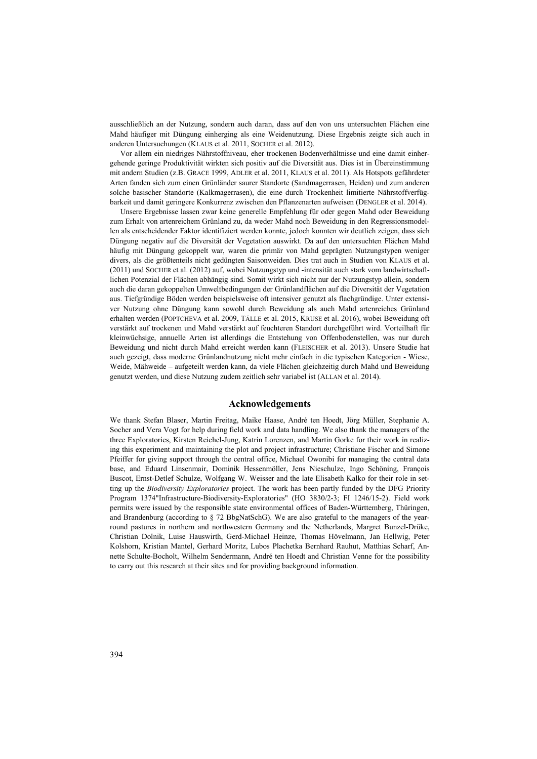ausschließlich an der Nutzung, sondern auch daran, dass auf den von uns untersuchten Flächen eine Mahd häufiger mit Düngung einherging als eine Weidenutzung. Diese Ergebnis zeigte sich auch in anderen Untersuchungen (KLAUS et al. 2011, SOCHER et al. 2012).

Vor allem ein niedriges Nährstoffniveau, eher trockenen Bodenverhältnisse und eine damit einhergehende geringe Produktivität wirkten sich positiv auf die Diversität aus. Dies ist in Übereinstimmung mit andern Studien (z.B. GRACE 1999, ADLER et al. 2011, KLAUS et al. 2011). Als Hotspots gefährdeter Arten fanden sich zum einen Grünländer saurer Standorte (Sandmagerrasen, Heiden) und zum anderen solche basischer Standorte (Kalkmagerrasen), die eine durch Trockenheit limitierte Nährstoffverfügbarkeit und damit geringere Konkurrenz zwischen den Pflanzenarten aufweisen (DENGLER et al. 2014).

Unsere Ergebnisse lassen zwar keine generelle Empfehlung für oder gegen Mahd oder Beweidung zum Erhalt von artenreichem Grünland zu, da weder Mahd noch Beweidung in den Regressionsmodellen als entscheidender Faktor identifiziert werden konnte, jedoch konnten wir deutlich zeigen, dass sich Düngung negativ auf die Diversität der Vegetation auswirkt. Da auf den untersuchten Flächen Mahd häufig mit Düngung gekoppelt war, waren die primär von Mahd geprägten Nutzungstypen weniger divers, als die größtenteils nicht gedüngten Saisonweiden. Dies trat auch in Studien von KLAUS et al. (2011) und SOCHER et al. (2012) auf, wobei Nutzungstyp und -intensität auch stark vom landwirtschaftlichen Potenzial der Flächen abhängig sind. Somit wirkt sich nicht nur der Nutzungstyp allein, sondern auch die daran gekoppelten Umweltbedingungen der Grünlandflächen auf die Diversität der Vegetation aus. Tiefgründige Böden werden beispielsweise oft intensiver genutzt als flachgründige. Unter extensiver Nutzung ohne Düngung kann sowohl durch Beweidung als auch Mahd artenreiches Grünland erhalten werden (POPTCHEVA et al. 2009, TÄLLE et al. 2015, KRUSE et al. 2016), wobei Beweidung oft verstärkt auf trockenen und Mahd verstärkt auf feuchteren Standort durchgeführt wird. Vorteilhaft für kleinwüchsige, annuelle Arten ist allerdings die Entstehung von Offenbodenstellen, was nur durch Beweidung und nicht durch Mahd erreicht werden kann (FLEISCHER et al. 2013). Unsere Studie hat auch gezeigt, dass moderne Grünlandnutzung nicht mehr einfach in die typischen Kategorien - Wiese, Weide, Mähweide – aufgeteilt werden kann, da viele Flächen gleichzeitig durch Mahd und Beweidung genutzt werden, und diese Nutzung zudem zeitlich sehr variabel ist (ALLAN et al. 2014).

## Acknowledgements

We thank Stefan Blaser, Martin Freitag, Maike Haase, André ten Hoedt, Jörg Müller, Stephanie A. Socher and Vera Vogt for help during field work and data handling. We also thank the managers of the three Exploratories, Kirsten Reichel-Jung, Katrin Lorenzen, and Martin Gorke for their work in realizing this experiment and maintaining the plot and project infrastructure; Christiane Fischer and Simone Pfeiffer for giving support through the central office, Michael Owonibi for managing the central data base, and Eduard Linsenmair, Dominik Hessenmöller, Jens Nieschulze, Ingo Schöning, François Buscot, Ernst-Detlef Schulze, Wolfgang W. Weisser and the late Elisabeth Kalko for their role in setting up the *Biodiversity Exploratories* project. The work has been partly funded by the DFG Priority Program 1374"Infrastructure-Biodiversity-Exploratories" (HO 3830/2-3; FI 1246/15-2). Field work permits were issued by the responsible state environmental offices of Baden-Württemberg, Thüringen, and Brandenburg (according to § 72 BbgNatSchG). We are also grateful to the managers of the year-round pastures in northern and northwestern Germany and the Netherlands, Margret Bunzel-Drüke, Christian Dolnik, Luise Hauswirth, Gerd-Michael Heinze, Thomas Hövelmann, Jan Hellwig, Peter Kolshorn, Kristian Mantel, Gerhard Moritz, Lubos Plachetka Bernhard Rauhut, Matthias Scharf, Annette Schulte-Bocholt, Wilhelm Sendermann, André ten Hoedt and Christian Venne for the possibility to carry out this research at their sites and for providing background information.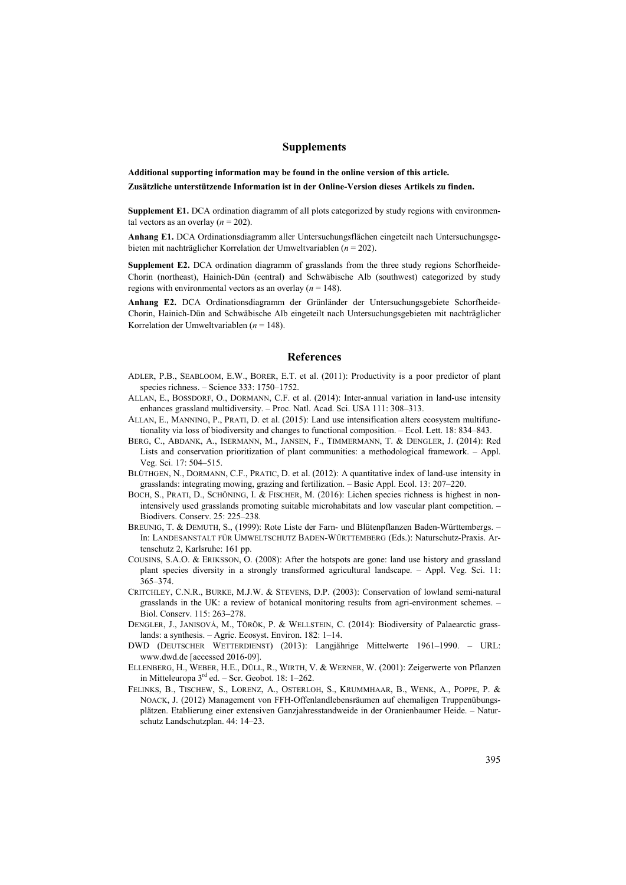## Supplements

**Additional supporting information may be found in the online version of this article.**
**Zusätzliche unterstützende Information ist in der Online-Version dieses Artikels zu finden.**

**Supplement E1.** DCA ordination diagramm of all plots categorized by study regions with environmental vectors as an overlay ($n$ = 202).

**Anhang E1.** DCA Ordinationsdiagramm aller Untersuchungsflächen eingeteilt nach Untersuchungsgebieten mit nachträglicher Korrelation der Umweltvariablen ($n$ = 202).

**Supplement E2.** DCA ordination diagramm of grasslands from the three study regions Schorfheide-Chorin (northeast), Hainich-Dün (central) and Schwäbische Alb (southwest) categorized by study regions with environmental vectors as an overlay ($n$ = 148).

**Anhang E2.** DCA Ordinationsdiagramm der Grünländer der Untersuchungsgebiete Schorfheide-Chorin, Hainich-Dün and Schwäbische Alb eingeteilt nach Untersuchungsgebieten mit nachträglicher Korrelation der Umweltvariablen ($n$ = 148).

## References

ADLER, P.B., SEABLOOM, E.W., BORER, E.T. et al. (2011): Productivity is a poor predictor of plant species richness. – Science 333: 1750–1752.

ALLAN, E., BOSSDORF, O., DORMANN, C.F. et al. (2014): Inter-annual variation in land-use intensity enhances grassland multidiversity. – Proc. Natl. Acad. Sci. USA 111: 308–313.

ALLAN, E., MANNING, P., PRATI, D. et al. (2015): Land use intensification alters ecosystem multifunctionality via loss of biodiversity and changes to functional composition. – Ecol. Lett. 18: 834–843.

BERG, C., ABDANK, A., ISERMANN, M., JANSEN, F., TIMMERMANN, T. & DENGLER, J. (2014): Red Lists and conservation prioritization of plant communities: a methodological framework. – Appl. Veg. Sci. 17: 504–515.

BLÜTHGEN, N., DORMANN, C.F., PRATIC, D. et al. (2012): A quantitative index of land-use intensity in grasslands: integrating mowing, grazing and fertilization. – Basic Appl. Ecol. 13: 207–220.

BOCH, S., PRATI, D., SCHÖNING, I. & FISCHER, M. (2016): Lichen species richness is highest in non-intensively used grasslands promoting suitable microhabitats and low vascular plant competition. – Biodivers. Conserv. 25: 225–238.

BREUNIG, T. & DEMUTH, S., (1999): Rote Liste der Farn- und Blütenpflanzen Baden-Württembergs. – In: LANDESANSTALT FÜR UMWELTSCHUTZ BADEN-WÜRTTEMBERG (Eds.): Naturschutz-Praxis. Artenschutz 2, Karlsruhe: 161 pp.

COUSINS, S.A.O. & ERIKSSON, O. (2008): After the hotspots are gone: land use history and grassland plant species diversity in a strongly transformed agricultural landscape. – Appl. Veg. Sci. 11: 365–374.

CRITCHLEY, C.N.R., BURKE, M.J.W. & STEVENS, D.P. (2003): Conservation of lowland semi-natural grasslands in the UK: a review of botanical monitoring results from agri-environment schemes. – Biol. Conserv. 115: 263–278.

DENGLER, J., JANISOVÁ, M., TÖRÖK, P. & WELLSTEIN, C. (2014): Biodiversity of Palaearctic grasslands: a synthesis. – Agric. Ecosyst. Environ. 182: 1–14.

DWD (DEUTSCHER WETTERDIENST) (2013): Langjährige Mittelwerte 1961–1990. – URL: www.dwd.de [accessed 2016-09].

ELLENBERG, H., WEBER, H.E., DÜLL, R., WIRTH, V. & WERNER, W. (2001): Zeigerwerte von Pflanzen in Mitteleuropa 3rd ed. – Scr. Geobot. 18: 1–262.

FELINKS, B., TISCHEW, S., LORENZ, A., OSTERLOH, S., KRUMMHAAR, B., WENK, A., POPPE, P. & NOACK, J. (2012) Management von FFH-Offenlandlebensräumen auf ehemaligen Truppenübungsplätzen. Etablierung einer extensiven Ganzjahresstandweide in der Oranienbaumer Heide. – Naturschutz Landschutzplan. 44: 14–23.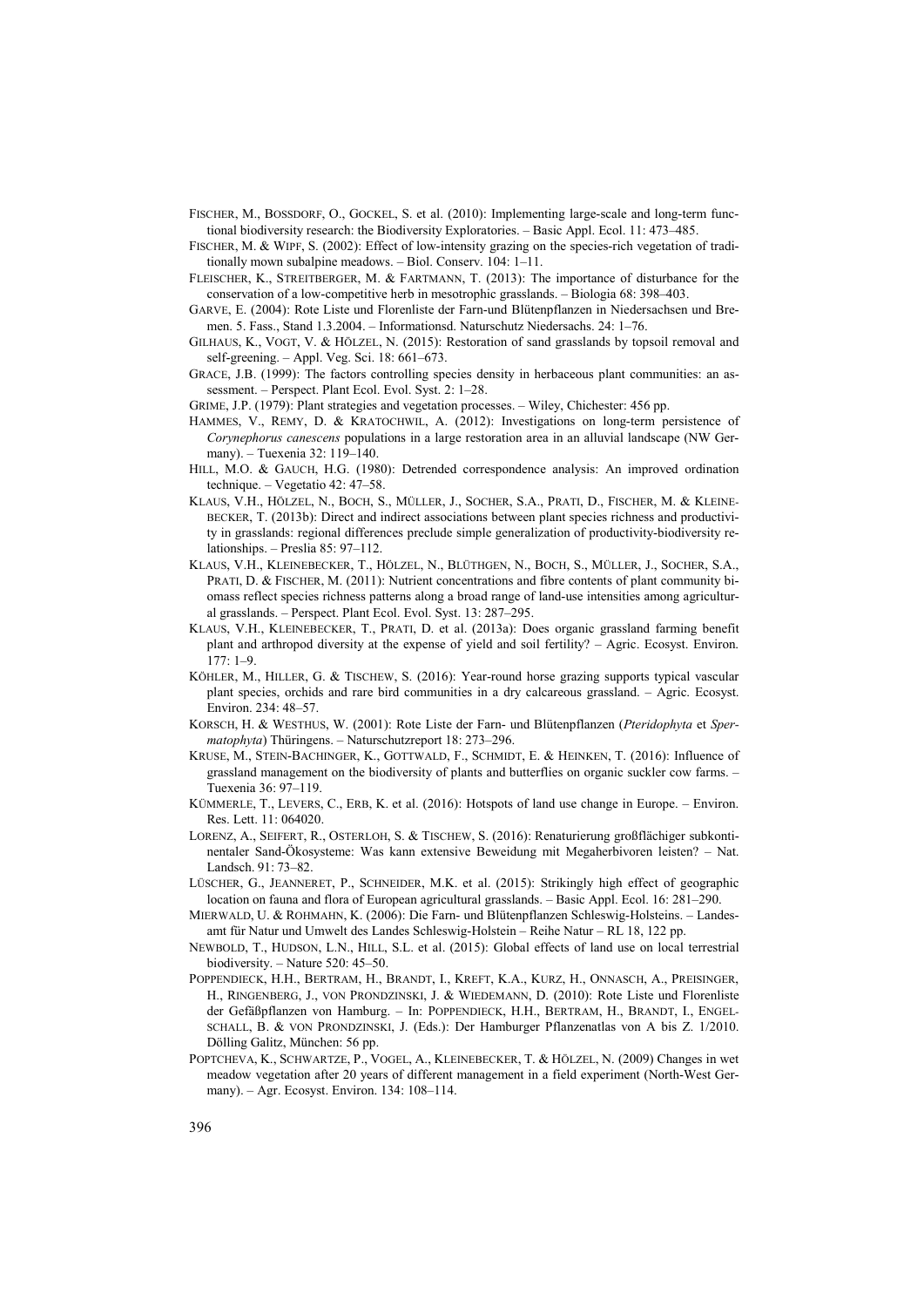FISCHER, M., BOSSDORF, O., GOCKEL, S. et al. (2010): Implementing large-scale and long-term functional biodiversity research: the Biodiversity Exploratories. – Basic Appl. Ecol. 11: 473–485.

FISCHER, M. & WIPF, S. (2002): Effect of low-intensity grazing on the species-rich vegetation of traditionally mown subalpine meadows. – Biol. Conserv. 104: 1–11.

FLEISCHER, K., STREITBERGER, M. & FARTMANN, T. (2013): The importance of disturbance for the conservation of a low-competitive herb in mesotrophic grasslands. – Biologia 68: 398–403.

GARVE, E. (2004): Rote Liste und Florenliste der Farn-und Blütenpflanzen in Niedersachsen und Bremen. 5. Fass., Stand 1.3.2004. – Informationsd. Naturschutz Niedersachs. 24: 1–76.

GILHAUS, K., VOGT, V. & HÖLZEL, N. (2015): Restoration of sand grasslands by topsoil removal and self-greening. – Appl. Veg. Sci. 18: 661–673.

GRACE, J.B. (1999): The factors controlling species density in herbaceous plant communities: an assessment. – Perspect. Plant Ecol. Evol. Syst. 2: 1–28.

GRIME, J.P. (1979): Plant strategies and vegetation processes. – Wiley, Chichester: 456 pp.

HAMMES, V., REMY, D. & KRATOCHWIL, A. (2012): Investigations on long-term persistence of *Corynephorus canescens* populations in a large restoration area in an alluvial landscape (NW Germany). – Tuexenia 32: 119–140.

HILL, M.O. & GAUCH, H.G. (1980): Detrended correspondence analysis: An improved ordination technique. – Vegetatio 42: 47–58.

KLAUS, V.H., HÖLZEL, N., BOCH, S., MÜLLER, J., SOCHER, S.A., PRATI, D., FISCHER, M. & KLEINEBECKER, T. (2013b): Direct and indirect associations between plant species richness and productivity in grasslands: regional differences preclude simple generalization of productivity-biodiversity relationships. – Preslia 85: 97–112.

KLAUS, V.H., KLEINEBECKER, T., HÖLZEL, N., BLÜTHGEN, N., BOCH, S., MÜLLER, J., SOCHER, S.A., PRATI, D. & FISCHER, M. (2011): Nutrient concentrations and fibre contents of plant community biomass reflect species richness patterns along a broad range of land-use intensities among agricultural grasslands. – Perspect. Plant Ecol. Evol. Syst. 13: 287–295.

KLAUS, V.H., KLEINEBECKER, T., PRATI, D. et al. (2013a): Does organic grassland farming benefit plant and arthropod diversity at the expense of yield and soil fertility? – Agric. Ecosyst. Environ. 177: 1–9.

KÖHLER, M., HILLER, G. & TISCHEW, S. (2016): Year-round horse grazing supports typical vascular plant species, orchids and rare bird communities in a dry calcareous grassland. – Agric. Ecosyst. Environ. 234: 48–57.

KORSCH, H. & WESTHUS, W. (2001): Rote Liste der Farn- und Blütenpflanzen (*Pteridophyta* et *Spermatophyta*) Thüringens. – Naturschutzreport 18: 273–296.

KRUSE, M., STEIN-BACHINGER, K., GOTTWALD, F., SCHMIDT, E. & HEINKEN, T. (2016): Influence of grassland management on the biodiversity of plants and butterflies on organic suckler cow farms. – Tuexenia 36: 97–119.

KÜMMERLE, T., LEVERS, C., ERB, K. et al. (2016): Hotspots of land use change in Europe. – Environ. Res. Lett. 11: 064020.

LORENZ, A., SEIFERT, R., OSTERLOH, S. & TISCHEW, S. (2016): Renaturierung großflächiger subkontinentaler Sand-Ökosysteme: Was kann extensive Beweidung mit Megaherbivoren leisten? – Nat. Landsch. 91: 73–82.

LÜSCHER, G., JEANNERET, P., SCHNEIDER, M.K. et al. (2015): Strikingly high effect of geographic location on fauna and flora of European agricultural grasslands. – Basic Appl. Ecol. 16: 281–290.

MIERWALD, U. & ROHMAHN, K. (2006): Die Farn- und Blütenpflanzen Schleswig-Holsteins. – Landesamt für Natur und Umwelt des Landes Schleswig-Holstein – Reihe Natur – RL 18, 122 pp.

NEWBOLD, T., HUDSON, L.N., HILL, S.L. et al. (2015): Global effects of land use on local terrestrial biodiversity. – Nature 520: 45–50.

POPPENDIECK, H.H., BERTRAM, H., BRANDT, I., KREFT, K.A., KURZ, H., ONNASCH, A., PREISINGER, H., RINGENBERG, J., VON PRONDZINSKI, J. & WIEDEMANN, D. (2010): Rote Liste und Florenliste der Gefäßpflanzen von Hamburg. – In: POPPENDIECK, H.H., BERTRAM, H., BRANDT, I., ENGELSCHALL, B. & VON PRONDZINSKI, J. (Eds.): Der Hamburger Pflanzenatlas von A bis Z. 1/2010. Dölling Galitz, München: 56 pp.

POPTCHEVA, K., SCHWARTZE, P., VOGEL, A., KLEINEBECKER, T. & HÖLZEL, N. (2009) Changes in wet meadow vegetation after 20 years of different management in a field experiment (North-West Germany). – Agr. Ecosyst. Environ. 134: 108–114.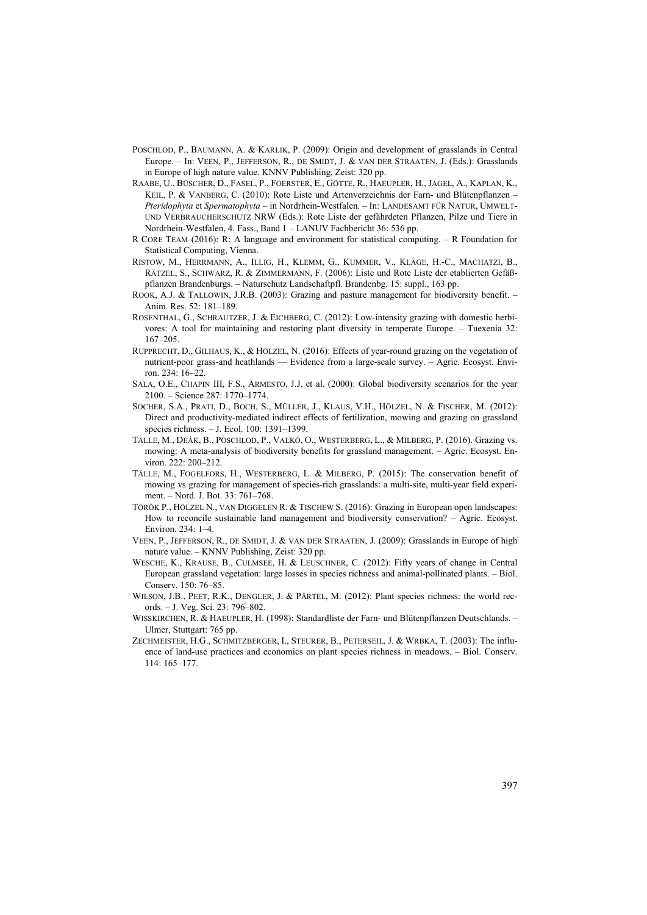POSCHLOD, P., BAUMANN, A. & KARLIK, P. (2009): Origin and development of grasslands in Central Europe. – In: VEEN, P., JEFFERSON, R., DE SMIDT, J. & VAN DER STRAATEN, J. (Eds.): Grasslands in Europe of high nature value. KNNV Publishing, Zeist: 320 pp.

RAABE, U., BÜSCHER, D., FASEL, P., FOERSTER, E., GÖTTE, R., HAEUPLER, H., JAGEL, A., KAPLAN, K., KEIL, P. & VANBERG, C. (2010): Rote Liste und Artenverzeichnis der Farn- und Blütenpflanzen – *Pteridophyta* et *Spermatophyta* – in Nordrhein-Westfalen. – In: LANDESAMT FÜR NATUR, UMWELT- UND VERBRAUCHERSCHUTZ NRW (Eds.): Rote Liste der gefährdeten Pflanzen, Pilze und Tiere in Nordrhein-Westfalen, 4. Fass., Band 1 – LANUV Fachbericht 36: 536 pp.

R CORE TEAM (2016): R: A language and environment for statistical computing. – R Foundation for Statistical Computing, Vienna.

RISTOW, M., HERRMANN, A., ILLIG, H., KLEMM, G., KUMMER, V., KLÄGE, H.-C., MACHATZI, B., RÄTZEL, S., SCHWARZ, R. & ZIMMERMANN, F. (2006): Liste und Rote Liste der etablierten Gefäßpflanzen Brandenburgs. – Naturschutz Landschaftpfl. Brandenbg. 15: suppl., 163 pp.

ROOK, A.J. & TALLOWIN, J.R.B. (2003): Grazing and pasture management for biodiversity benefit. – Anim. Res. 52: 181–189.

ROSENTHAL, G., SCHRAUTZER, J. & EICHBERG, C. (2012): Low-intensity grazing with domestic herbivores: A tool for maintaining and restoring plant diversity in temperate Europe. – Tuexenia 32: 167–205.

RUPPRECHT, D., GILHAUS, K., & HÖLZEL, N. (2016): Effects of year-round grazing on the vegetation of nutrient-poor grass-and heathlands — Evidence from a large-scale survey. – Agric. Ecosyst. Environ. 234: 16–22.

SALA, O.E., CHAPIN III, F.S., ARMESTO, J.J. et al. (2000): Global biodiversity scenarios for the year 2100. – Science 287: 1770–1774.

SOCHER, S.A., PRATI, D., BOCH, S., MÜLLER, J., KLAUS, V.H., HÖLZEL, N. & FISCHER, M. (2012): Direct and productivity-mediated indirect effects of fertilization, mowing and grazing on grassland species richness. – J. Ecol. 100: 1391–1399.

TÄLLE, M., DEÁK, B., POSCHLOD, P., VALKÓ, O., WESTERBERG, L., & MILBERG, P. (2016). Grazing vs. mowing: A meta-analysis of biodiversity benefits for grassland management. – Agric. Ecosyst. Environ. 222: 200–212.

TÄLLE, M., FOGELFORS, H., WESTERBERG, L. & MILBERG, P. (2015): The conservation benefit of mowing vs grazing for management of species-rich grasslands: a multi-site, multi-year field experiment. – Nord. J. Bot. 33: 761–768.

TÖRÖK P., HÖLZEL N., VAN DIGGELEN R. & TISCHEW S. (2016): Grazing in European open landscapes: How to reconcile sustainable land management and biodiversity conservation? – Agric. Ecosyst. Environ. 234: 1–4.

VEEN, P., JEFFERSON, R., DE SMIDT, J. & VAN DER STRAATEN, J. (2009): Grasslands in Europe of high nature value. – KNNV Publishing, Zeist: 320 pp.

WESCHE, K., KRAUSE, B., CULMSEE, H. & LEUSCHNER, C. (2012): Fifty years of change in Central European grassland vegetation: large losses in species richness and animal-pollinated plants. – Biol. Conserv. 150: 76–85.

WILSON, J.B., PEET, R.K., DENGLER, J. & PÄRTEL, M. (2012): Plant species richness: the world records. – J. Veg. Sci. 23: 796–802.

WISSKIRCHEN, R. & HAEUPLER, H. (1998): Standardliste der Farn- und Blütenpflanzen Deutschlands. – Ulmer, Stuttgart: 765 pp.

ZECHMEISTER, H.G., SCHMITZBERGER, I., STEURER, B., PETERSEIL, J. & WRBKA, T. (2003): The influence of land-use practices and economics on plant species richness in meadows. – Biol. Conserv. 114: 165–177.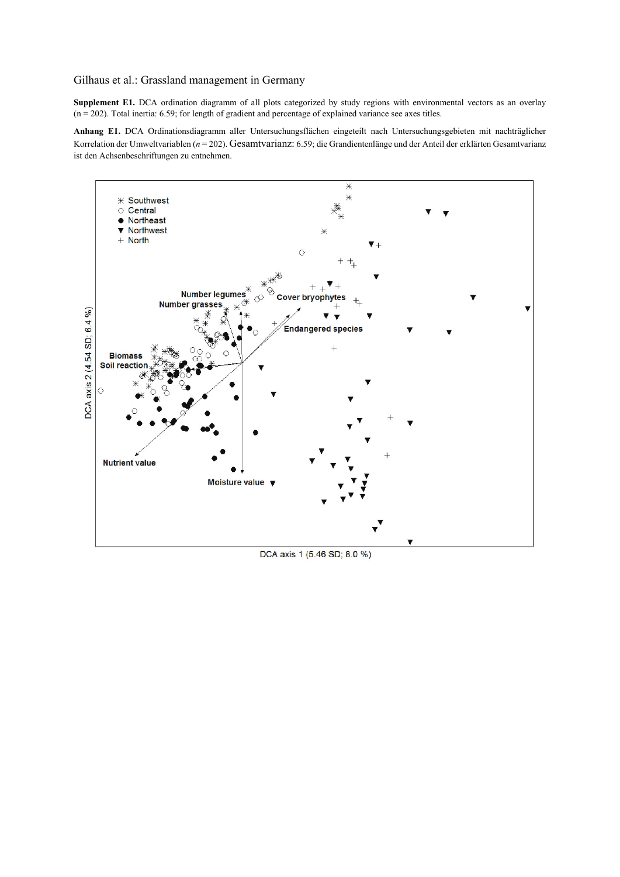**Supplement E1.** DCA ordination diagramm of all plots categorized by study regions with environmental vectors as an overlay (n = 202). Total inertia: 6.59; for length of gradient and percentage of explained variance see axes titles.

**Anhang E1.** DCA Ordinationsdiagramm aller Untersuchungsflächen eingeteilt nach Untersuchungsgebieten mit nachträglicher Korrelation der Umweltvariablen (*n* = 202). Gesamtvarianz: 6.59; die Grandientenlänge und der Anteil der erklärten Gesamtvarianz ist den Achsenbeschriftungen zu entnehmen.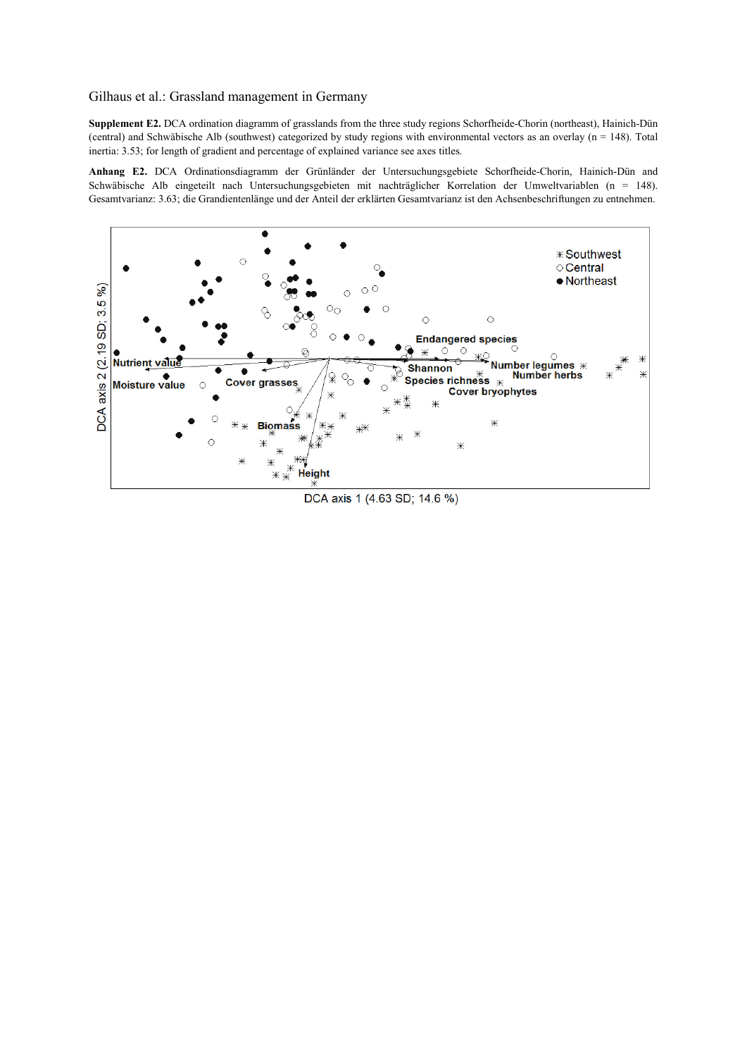**Supplement E2.** DCA ordination diagramm of grasslands from the three study regions Schorfheide-Chorin (northeast), Hainich-Dün (central) and Schwäbische Alb (southwest) categorized by study regions with environmental vectors as an overlay (n = 148). Total inertia: 3.53; for length of gradient and percentage of explained variance see axes titles.

**Anhang E2.** DCA Ordinationsdiagramm der Grünländer der Untersuchungsgebiete Schorfheide-Chorin, Hainich-Dün and Schwäbische Alb eingeteilt nach Untersuchungsgebieten mit nachträglicher Korrelation der Umweltvariablen (n = 148). Gesamtvarianz: 3.63; die Grandientenlänge und der Anteil der erklärten Gesamtvarianz ist den Achsenbeschriftungen zu entnehmen.

Southwest
Central
Northeast

Endangered species
Nutrient value
Shannon
Number legumes
Number herbs
Species richness
Cover bryophytes
Moisture value
Cover grasses
Biomass
Height

DCA axis 2 (2.19 SD; 3.5 %)
DCA axis 1 (4.63 SD; 14.6 %)